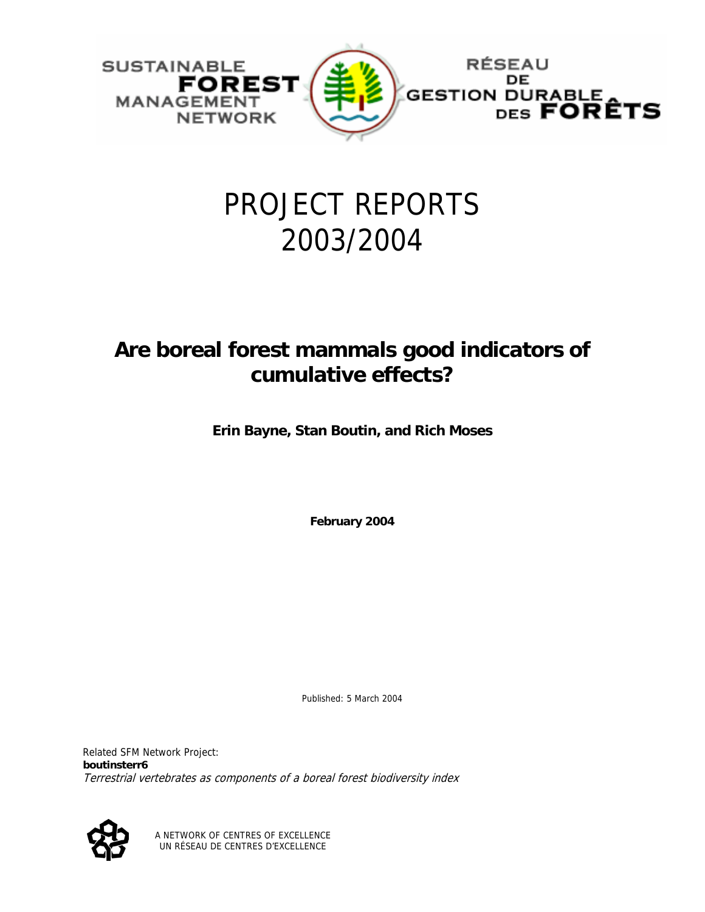SUSTAINABLE **FOREST** MANAGEMENT NETWORK

RÉSEAU DE GESTION DURABLE DES **FORÊTS**

# PROJECT REPORTS 2003/2004

## Are boreal forest mammals good indicators of cumulative effects?

**Erin Bayne, Stan Boutin, and Rich Moses**

**February 2004**

Published: 5 March 2004

Related SFM Network Project:
**boutinsterr6**
*Terrestrial vertebrates as components of a boreal forest biodiversity index*

A NETWORK OF CENTRES OF EXCELLENCE
UN RÉSEAU DE CENTRES D'EXCELLENCE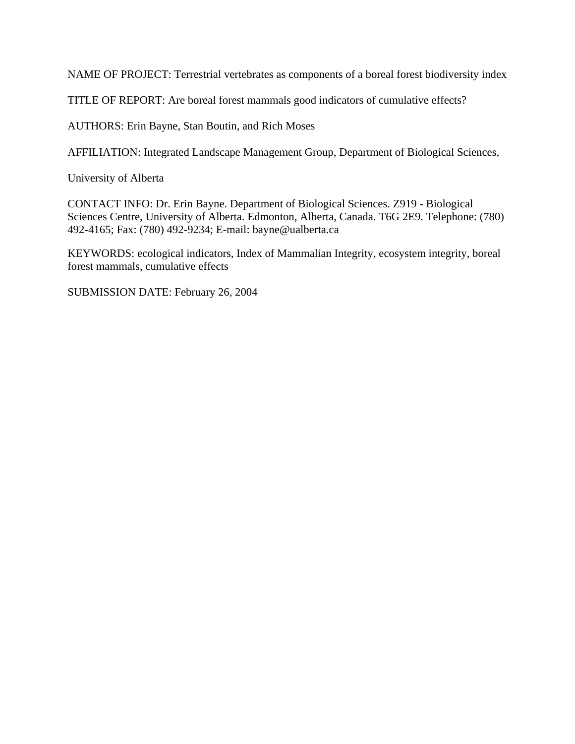NAME OF PROJECT: Terrestrial vertebrates as components of a boreal forest biodiversity index

TITLE OF REPORT: Are boreal forest mammals good indicators of cumulative effects?

AUTHORS: Erin Bayne, Stan Boutin, and Rich Moses

AFFILIATION: Integrated Landscape Management Group, Department of Biological Sciences,

University of Alberta

CONTACT INFO: Dr. Erin Bayne. Department of Biological Sciences. Z919 - Biological Sciences Centre, University of Alberta. Edmonton, Alberta, Canada. T6G 2E9. Telephone: (780) 492-4165; Fax: (780) 492-9234; E-mail: bayne@ualberta.ca

KEYWORDS: ecological indicators, Index of Mammalian Integrity, ecosystem integrity, boreal forest mammals, cumulative effects

SUBMISSION DATE: February 26, 2004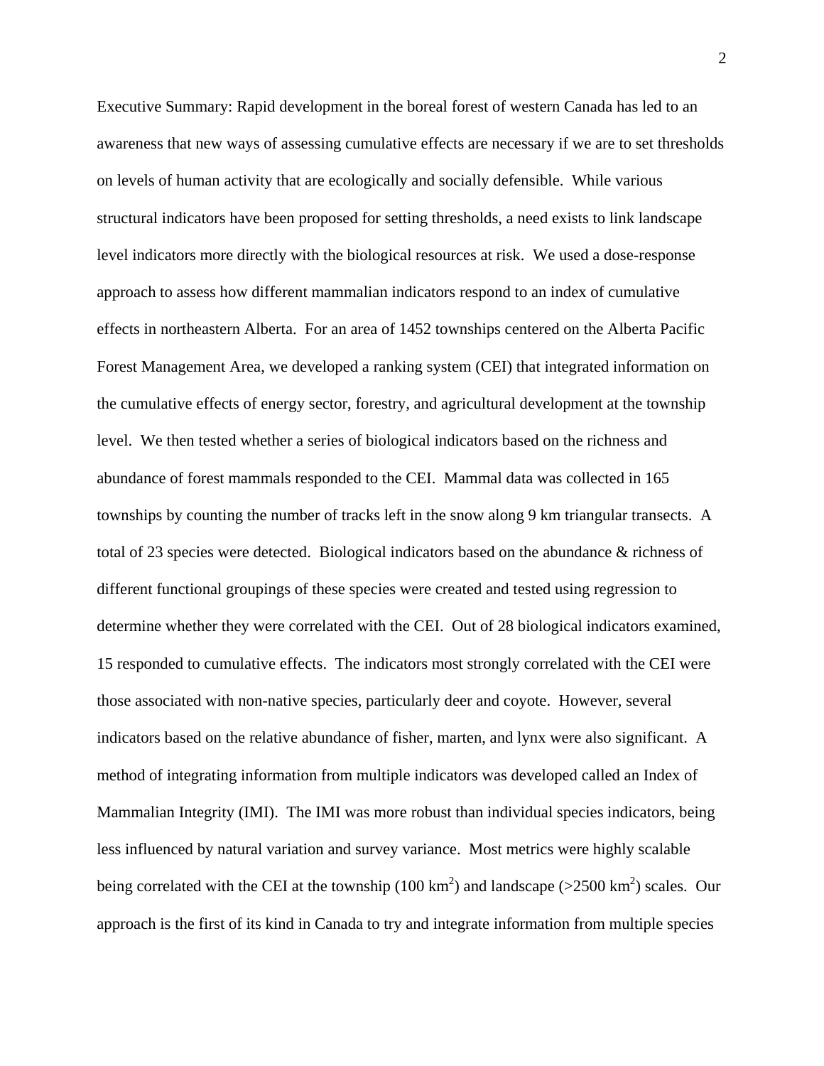Executive Summary: Rapid development in the boreal forest of western Canada has led to an awareness that new ways of assessing cumulative effects are necessary if we are to set thresholds on levels of human activity that are ecologically and socially defensible. While various structural indicators have been proposed for setting thresholds, a need exists to link landscape level indicators more directly with the biological resources at risk. We used a dose-response approach to assess how different mammalian indicators respond to an index of cumulative effects in northeastern Alberta. For an area of 1452 townships centered on the Alberta Pacific Forest Management Area, we developed a ranking system (CEI) that integrated information on the cumulative effects of energy sector, forestry, and agricultural development at the township level. We then tested whether a series of biological indicators based on the richness and abundance of forest mammals responded to the CEI. Mammal data was collected in 165 townships by counting the number of tracks left in the snow along 9 km triangular transects. A total of 23 species were detected. Biological indicators based on the abundance & richness of different functional groupings of these species were created and tested using regression to determine whether they were correlated with the CEI. Out of 28 biological indicators examined, 15 responded to cumulative effects. The indicators most strongly correlated with the CEI were those associated with non-native species, particularly deer and coyote. However, several indicators based on the relative abundance of fisher, marten, and lynx were also significant. A method of integrating information from multiple indicators was developed called an Index of Mammalian Integrity (IMI). The IMI was more robust than individual species indicators, being less influenced by natural variation and survey variance. Most metrics were highly scalable being correlated with the CEI at the township (100 km$^2$) and landscape (>2500 km$^2$) scales. Our approach is the first of its kind in Canada to try and integrate information from multiple species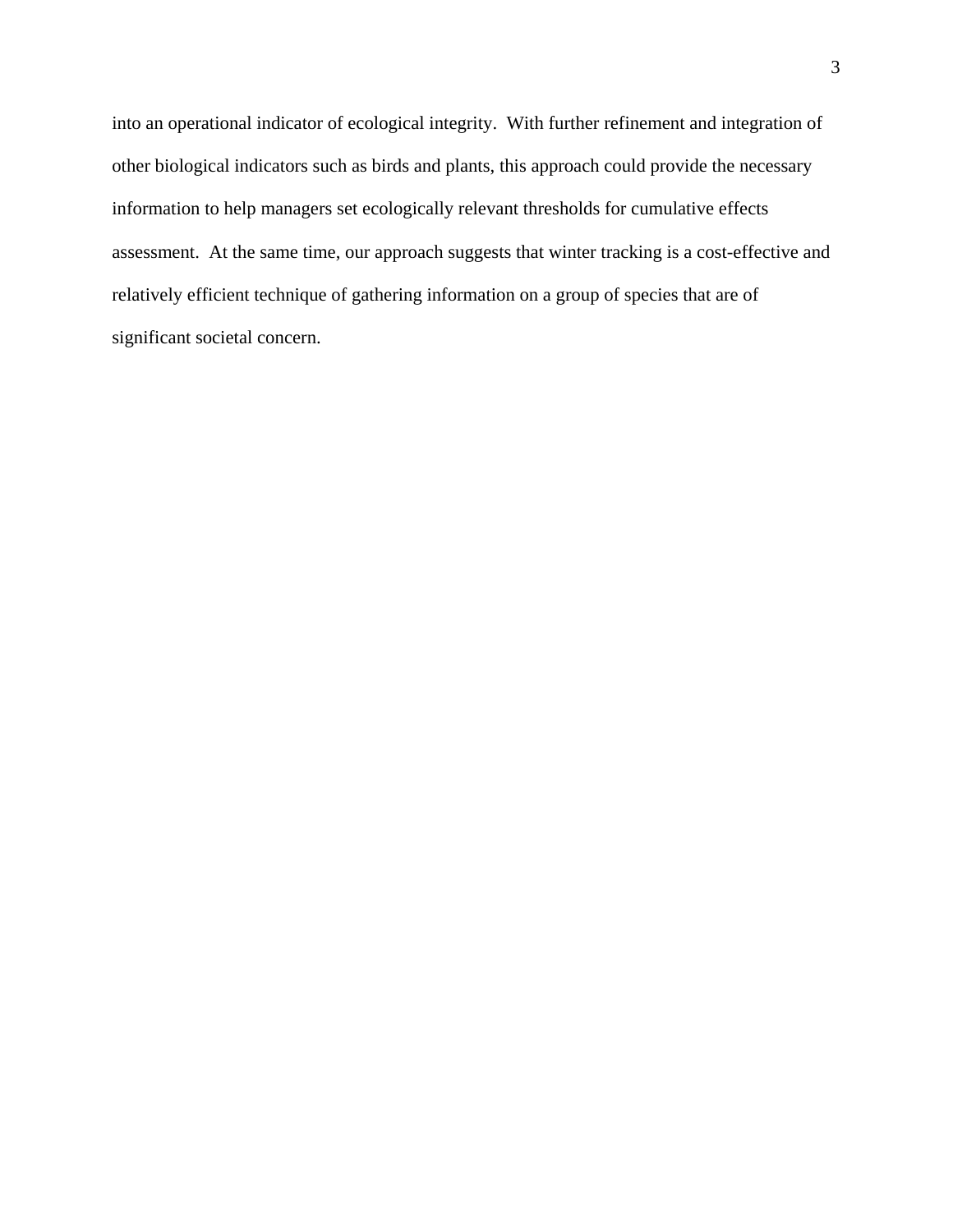into an operational indicator of ecological integrity.  With further refinement and integration of other biological indicators such as birds and plants, this approach could provide the necessary information to help managers set ecologically relevant thresholds for cumulative effects assessment.  At the same time, our approach suggests that winter tracking is a cost-effective and relatively efficient technique of gathering information on a group of species that are of significant societal concern.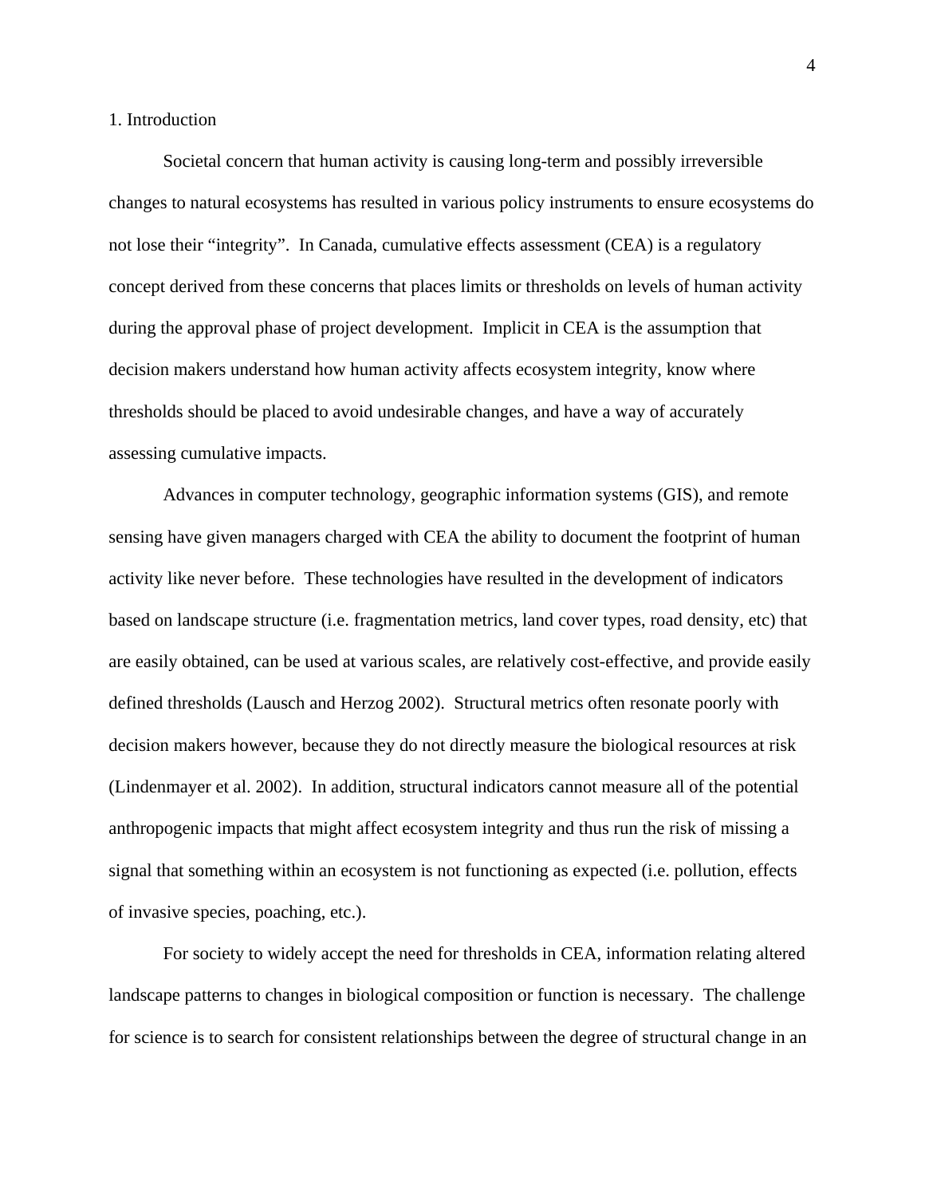## 1. Introduction

Societal concern that human activity is causing long-term and possibly irreversible changes to natural ecosystems has resulted in various policy instruments to ensure ecosystems do not lose their "integrity". In Canada, cumulative effects assessment (CEA) is a regulatory concept derived from these concerns that places limits or thresholds on levels of human activity during the approval phase of project development. Implicit in CEA is the assumption that decision makers understand how human activity affects ecosystem integrity, know where thresholds should be placed to avoid undesirable changes, and have a way of accurately assessing cumulative impacts.

Advances in computer technology, geographic information systems (GIS), and remote sensing have given managers charged with CEA the ability to document the footprint of human activity like never before. These technologies have resulted in the development of indicators based on landscape structure (i.e. fragmentation metrics, land cover types, road density, etc) that are easily obtained, can be used at various scales, are relatively cost-effective, and provide easily defined thresholds (Lausch and Herzog 2002). Structural metrics often resonate poorly with decision makers however, because they do not directly measure the biological resources at risk (Lindenmayer et al. 2002). In addition, structural indicators cannot measure all of the potential anthropogenic impacts that might affect ecosystem integrity and thus run the risk of missing a signal that something within an ecosystem is not functioning as expected (i.e. pollution, effects of invasive species, poaching, etc.).

For society to widely accept the need for thresholds in CEA, information relating altered landscape patterns to changes in biological composition or function is necessary. The challenge for science is to search for consistent relationships between the degree of structural change in an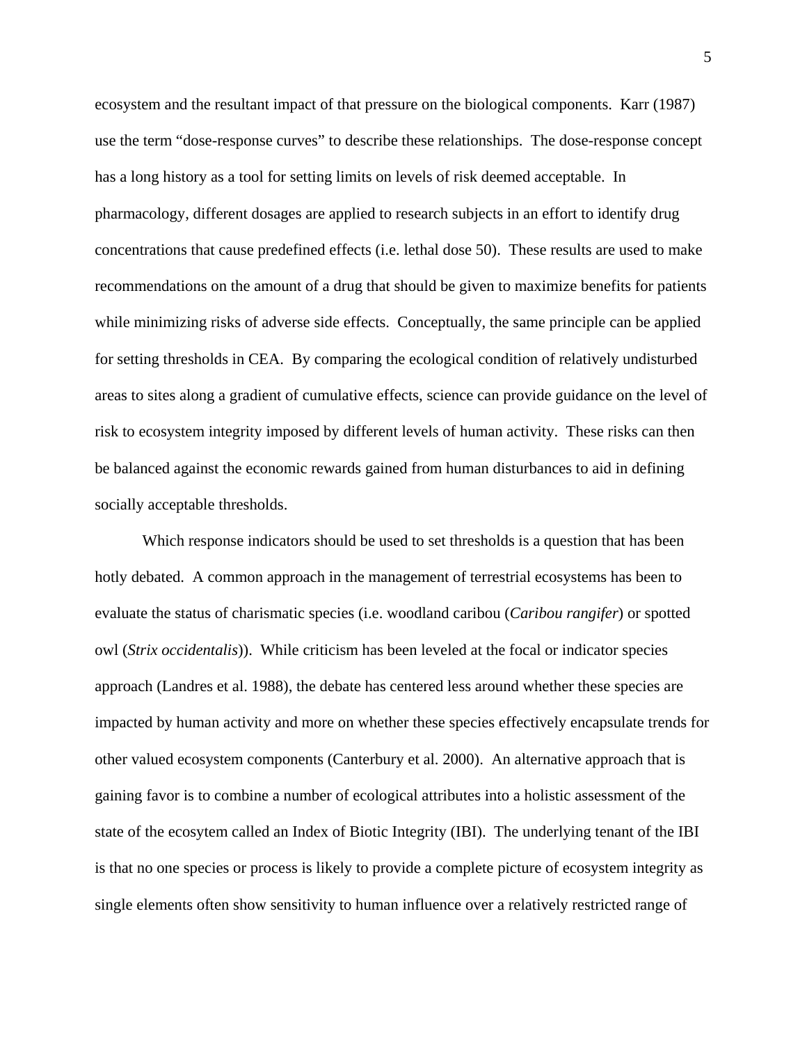ecosystem and the resultant impact of that pressure on the biological components. Karr (1987) use the term "dose-response curves" to describe these relationships. The dose-response concept has a long history as a tool for setting limits on levels of risk deemed acceptable. In pharmacology, different dosages are applied to research subjects in an effort to identify drug concentrations that cause predefined effects (i.e. lethal dose 50). These results are used to make recommendations on the amount of a drug that should be given to maximize benefits for patients while minimizing risks of adverse side effects. Conceptually, the same principle can be applied for setting thresholds in CEA. By comparing the ecological condition of relatively undisturbed areas to sites along a gradient of cumulative effects, science can provide guidance on the level of risk to ecosystem integrity imposed by different levels of human activity. These risks can then be balanced against the economic rewards gained from human disturbances to aid in defining socially acceptable thresholds.

Which response indicators should be used to set thresholds is a question that has been hotly debated. A common approach in the management of terrestrial ecosystems has been to evaluate the status of charismatic species (i.e. woodland caribou (*Caribou rangifer*) or spotted owl (*Strix occidentalis*)). While criticism has been leveled at the focal or indicator species approach (Landres et al. 1988), the debate has centered less around whether these species are impacted by human activity and more on whether these species effectively encapsulate trends for other valued ecosystem components (Canterbury et al. 2000). An alternative approach that is gaining favor is to combine a number of ecological attributes into a holistic assessment of the state of the ecosytem called an Index of Biotic Integrity (IBI). The underlying tenant of the IBI is that no one species or process is likely to provide a complete picture of ecosystem integrity as single elements often show sensitivity to human influence over a relatively restricted range of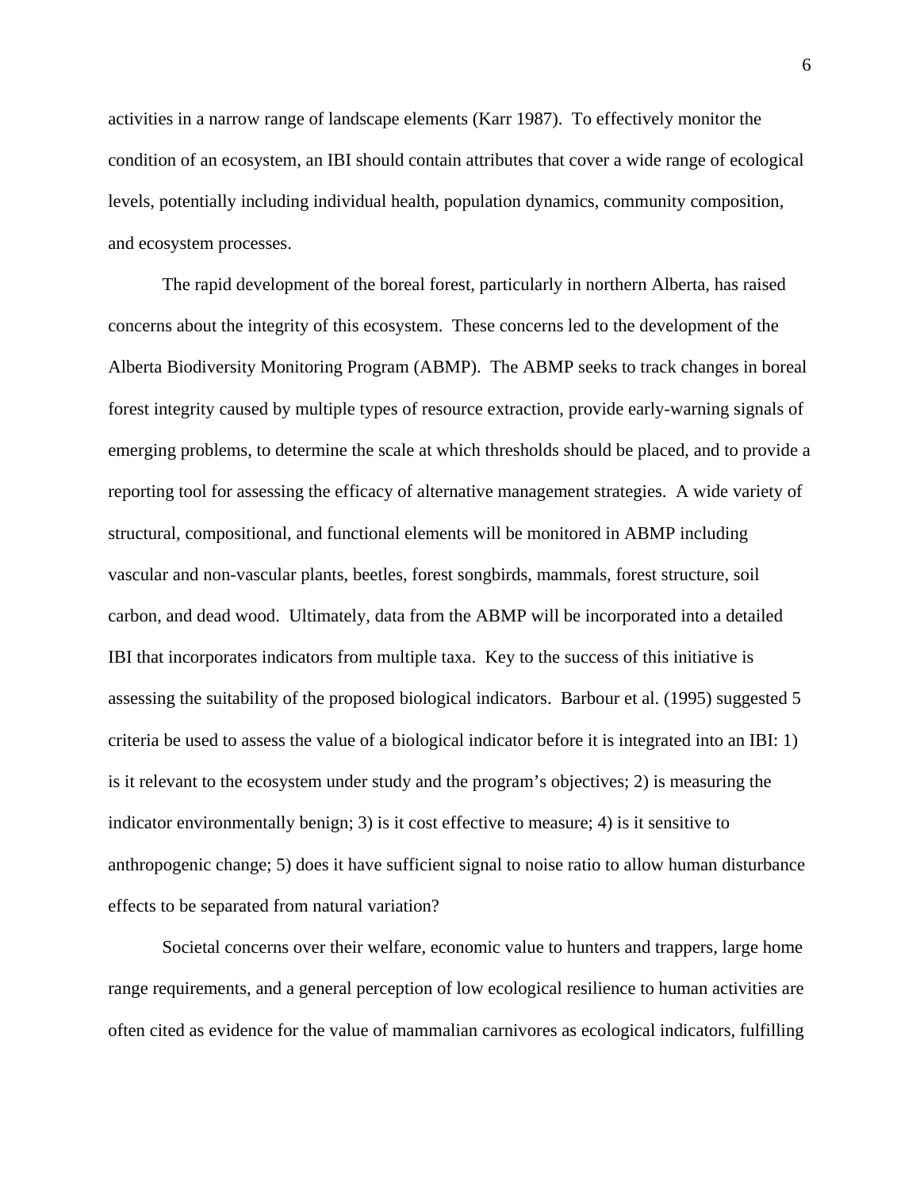activities in a narrow range of landscape elements (Karr 1987). To effectively monitor the condition of an ecosystem, an IBI should contain attributes that cover a wide range of ecological levels, potentially including individual health, population dynamics, community composition, and ecosystem processes.

The rapid development of the boreal forest, particularly in northern Alberta, has raised concerns about the integrity of this ecosystem. These concerns led to the development of the Alberta Biodiversity Monitoring Program (ABMP). The ABMP seeks to track changes in boreal forest integrity caused by multiple types of resource extraction, provide early-warning signals of emerging problems, to determine the scale at which thresholds should be placed, and to provide a reporting tool for assessing the efficacy of alternative management strategies. A wide variety of structural, compositional, and functional elements will be monitored in ABMP including vascular and non-vascular plants, beetles, forest songbirds, mammals, forest structure, soil carbon, and dead wood. Ultimately, data from the ABMP will be incorporated into a detailed IBI that incorporates indicators from multiple taxa. Key to the success of this initiative is assessing the suitability of the proposed biological indicators. Barbour et al. (1995) suggested 5 criteria be used to assess the value of a biological indicator before it is integrated into an IBI: 1) is it relevant to the ecosystem under study and the program's objectives; 2) is measuring the indicator environmentally benign; 3) is it cost effective to measure; 4) is it sensitive to anthropogenic change; 5) does it have sufficient signal to noise ratio to allow human disturbance effects to be separated from natural variation?

Societal concerns over their welfare, economic value to hunters and trappers, large home range requirements, and a general perception of low ecological resilience to human activities are often cited as evidence for the value of mammalian carnivores as ecological indicators, fulfilling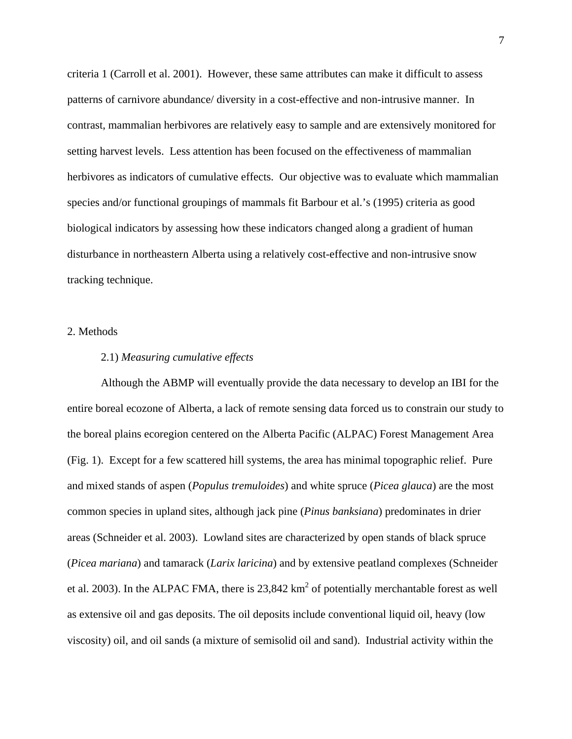criteria 1 (Carroll et al. 2001). However, these same attributes can make it difficult to assess patterns of carnivore abundance/ diversity in a cost-effective and non-intrusive manner. In contrast, mammalian herbivores are relatively easy to sample and are extensively monitored for setting harvest levels. Less attention has been focused on the effectiveness of mammalian herbivores as indicators of cumulative effects. Our objective was to evaluate which mammalian species and/or functional groupings of mammals fit Barbour et al.'s (1995) criteria as good biological indicators by assessing how these indicators changed along a gradient of human disturbance in northeastern Alberta using a relatively cost-effective and non-intrusive snow tracking technique.

## 2. Methods

### 2.1) *Measuring cumulative effects*

Although the ABMP will eventually provide the data necessary to develop an IBI for the entire boreal ecozone of Alberta, a lack of remote sensing data forced us to constrain our study to the boreal plains ecoregion centered on the Alberta Pacific (ALPAC) Forest Management Area (Fig. 1). Except for a few scattered hill systems, the area has minimal topographic relief. Pure and mixed stands of aspen (*Populus tremuloides*) and white spruce (*Picea glauca*) are the most common species in upland sites, although jack pine (*Pinus banksiana*) predominates in drier areas (Schneider et al. 2003). Lowland sites are characterized by open stands of black spruce (*Picea mariana*) and tamarack (*Larix laricina*) and by extensive peatland complexes (Schneider et al. 2003). In the ALPAC FMA, there is 23,842 $km^2$ of potentially merchantable forest as well as extensive oil and gas deposits. The oil deposits include conventional liquid oil, heavy (low viscosity) oil, and oil sands (a mixture of semisolid oil and sand). Industrial activity within the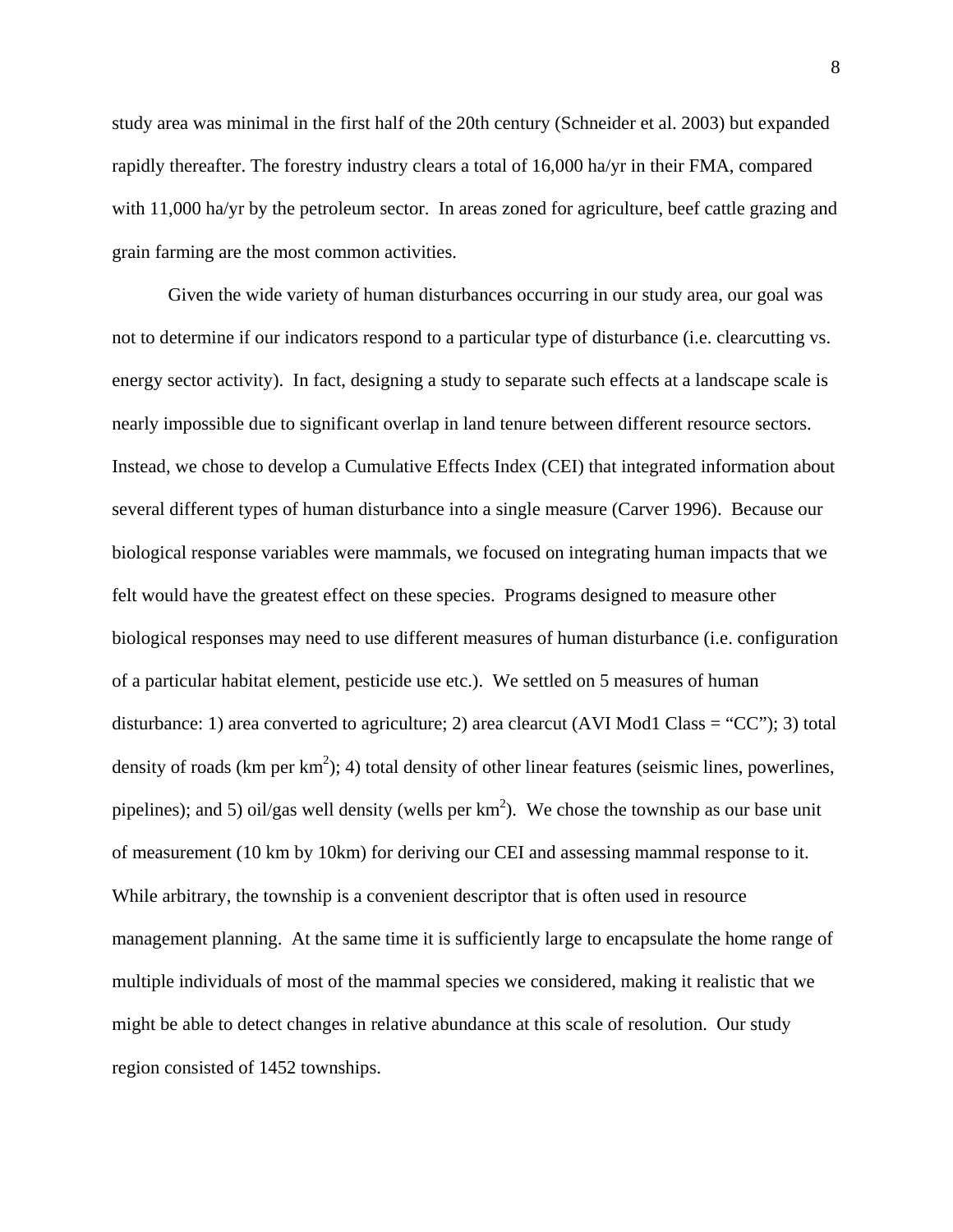study area was minimal in the first half of the 20th century (Schneider et al. 2003) but expanded rapidly thereafter. The forestry industry clears a total of 16,000 ha/yr in their FMA, compared with 11,000 ha/yr by the petroleum sector. In areas zoned for agriculture, beef cattle grazing and grain farming are the most common activities.

Given the wide variety of human disturbances occurring in our study area, our goal was not to determine if our indicators respond to a particular type of disturbance (i.e. clearcutting vs. energy sector activity). In fact, designing a study to separate such effects at a landscape scale is nearly impossible due to significant overlap in land tenure between different resource sectors. Instead, we chose to develop a Cumulative Effects Index (CEI) that integrated information about several different types of human disturbance into a single measure (Carver 1996). Because our biological response variables were mammals, we focused on integrating human impacts that we felt would have the greatest effect on these species. Programs designed to measure other biological responses may need to use different measures of human disturbance (i.e. configuration of a particular habitat element, pesticide use etc.). We settled on 5 measures of human disturbance: 1) area converted to agriculture; 2) area clearcut (AVI Mod1 Class = "CC"); 3) total density of roads (km per $km^2$); 4) total density of other linear features (seismic lines, powerlines, pipelines); and 5) oil/gas well density (wells per $km^2$). We chose the township as our base unit of measurement (10 km by 10km) for deriving our CEI and assessing mammal response to it. While arbitrary, the township is a convenient descriptor that is often used in resource management planning. At the same time it is sufficiently large to encapsulate the home range of multiple individuals of most of the mammal species we considered, making it realistic that we might be able to detect changes in relative abundance at this scale of resolution. Our study region consisted of 1452 townships.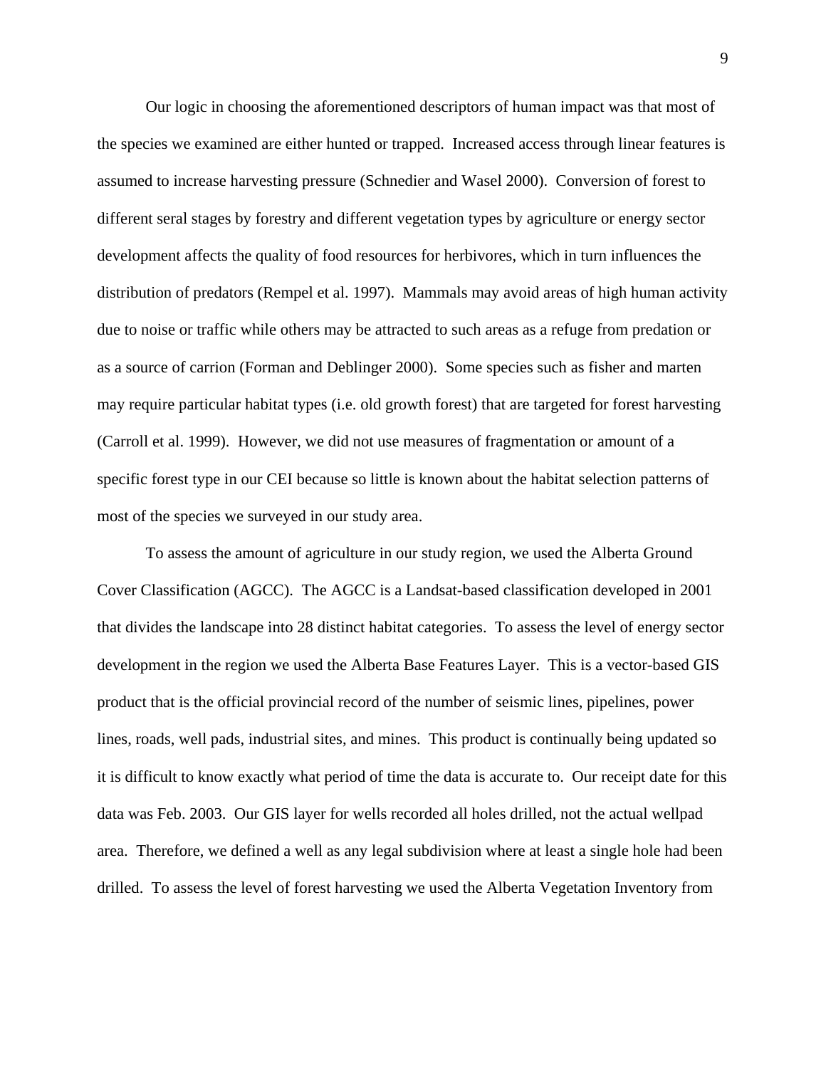Our logic in choosing the aforementioned descriptors of human impact was that most of the species we examined are either hunted or trapped. Increased access through linear features is assumed to increase harvesting pressure (Schnedier and Wasel 2000). Conversion of forest to different seral stages by forestry and different vegetation types by agriculture or energy sector development affects the quality of food resources for herbivores, which in turn influences the distribution of predators (Rempel et al. 1997). Mammals may avoid areas of high human activity due to noise or traffic while others may be attracted to such areas as a refuge from predation or as a source of carrion (Forman and Deblinger 2000). Some species such as fisher and marten may require particular habitat types (i.e. old growth forest) that are targeted for forest harvesting (Carroll et al. 1999). However, we did not use measures of fragmentation or amount of a specific forest type in our CEI because so little is known about the habitat selection patterns of most of the species we surveyed in our study area.

To assess the amount of agriculture in our study region, we used the Alberta Ground Cover Classification (AGCC). The AGCC is a Landsat-based classification developed in 2001 that divides the landscape into 28 distinct habitat categories. To assess the level of energy sector development in the region we used the Alberta Base Features Layer. This is a vector-based GIS product that is the official provincial record of the number of seismic lines, pipelines, power lines, roads, well pads, industrial sites, and mines. This product is continually being updated so it is difficult to know exactly what period of time the data is accurate to. Our receipt date for this data was Feb. 2003. Our GIS layer for wells recorded all holes drilled, not the actual wellpad area. Therefore, we defined a well as any legal subdivision where at least a single hole had been drilled. To assess the level of forest harvesting we used the Alberta Vegetation Inventory from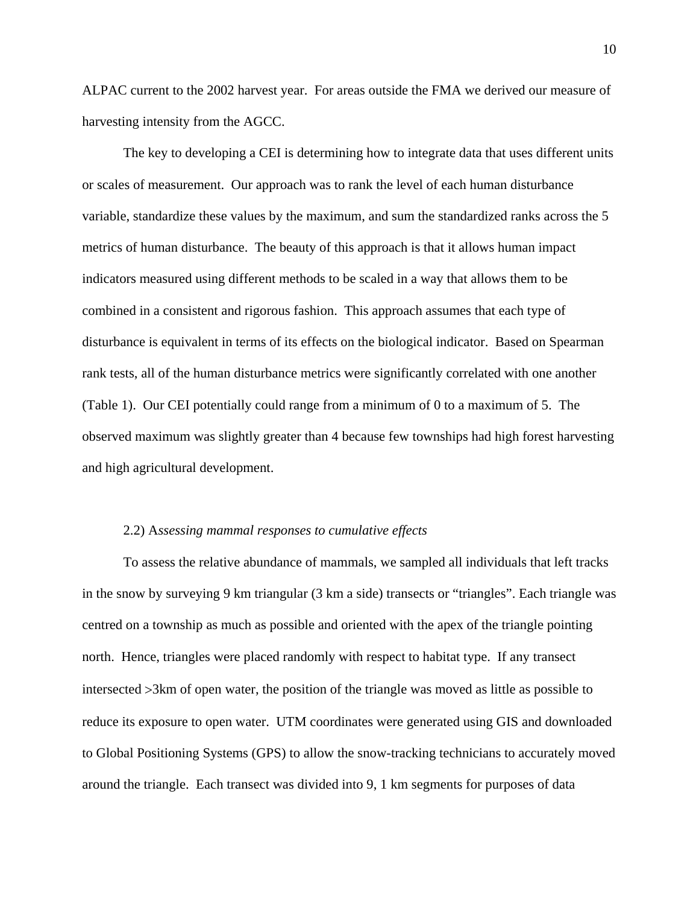ALPAC current to the 2002 harvest year. For areas outside the FMA we derived our measure of harvesting intensity from the AGCC.

The key to developing a CEI is determining how to integrate data that uses different units or scales of measurement. Our approach was to rank the level of each human disturbance variable, standardize these values by the maximum, and sum the standardized ranks across the 5 metrics of human disturbance. The beauty of this approach is that it allows human impact indicators measured using different methods to be scaled in a way that allows them to be combined in a consistent and rigorous fashion. This approach assumes that each type of disturbance is equivalent in terms of its effects on the biological indicator. Based on Spearman rank tests, all of the human disturbance metrics were significantly correlated with one another (Table 1). Our CEI potentially could range from a minimum of 0 to a maximum of 5. The observed maximum was slightly greater than 4 because few townships had high forest harvesting and high agricultural development.

### 2.2) A*ssessing mammal responses to cumulative effects*

To assess the relative abundance of mammals, we sampled all individuals that left tracks in the snow by surveying 9 km triangular (3 km a side) transects or "triangles". Each triangle was centred on a township as much as possible and oriented with the apex of the triangle pointing north. Hence, triangles were placed randomly with respect to habitat type. If any transect intersected >3km of open water, the position of the triangle was moved as little as possible to reduce its exposure to open water. UTM coordinates were generated using GIS and downloaded to Global Positioning Systems (GPS) to allow the snow-tracking technicians to accurately moved around the triangle. Each transect was divided into 9, 1 km segments for purposes of data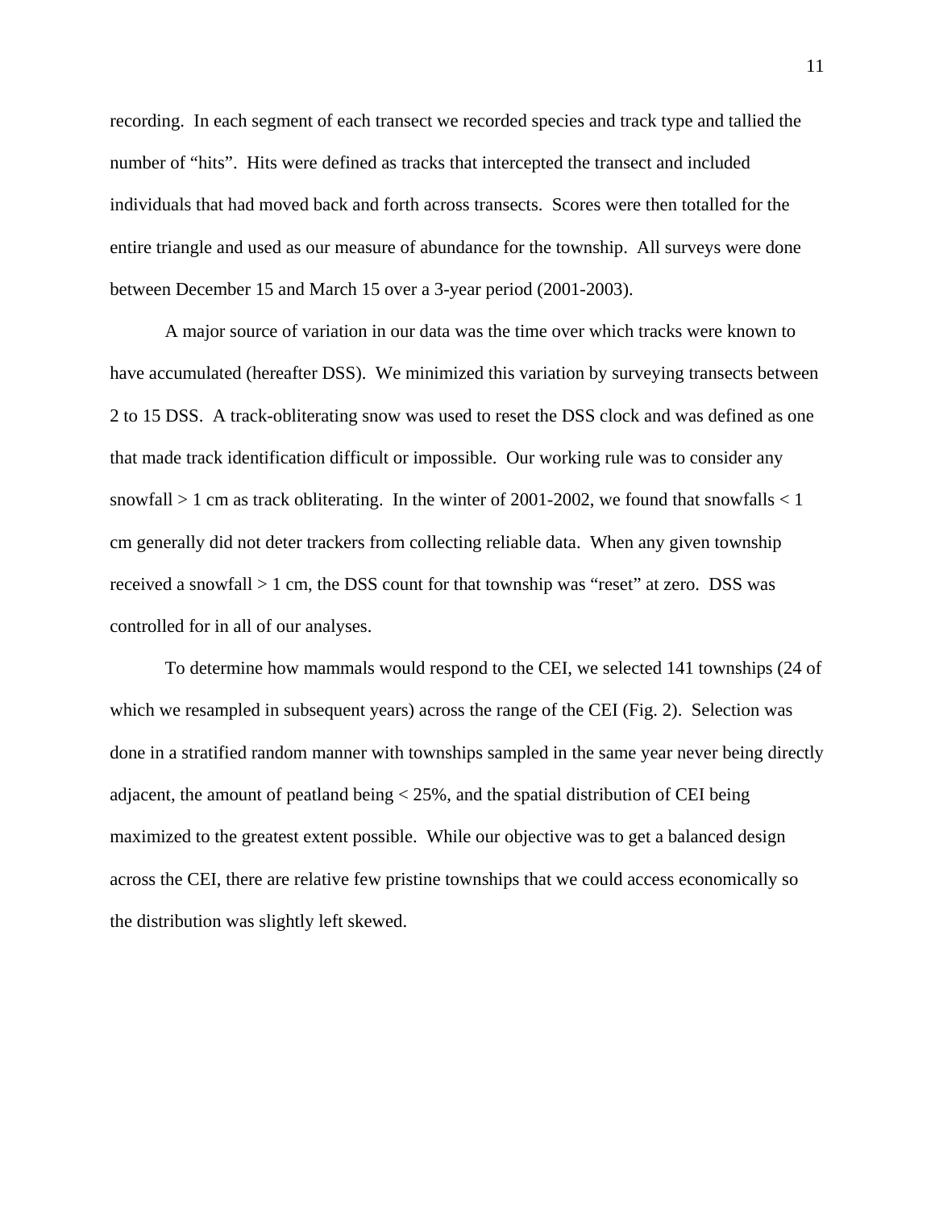recording. In each segment of each transect we recorded species and track type and tallied the number of "hits". Hits were defined as tracks that intercepted the transect and included individuals that had moved back and forth across transects. Scores were then totalled for the entire triangle and used as our measure of abundance for the township. All surveys were done between December 15 and March 15 over a 3-year period (2001-2003).

A major source of variation in our data was the time over which tracks were known to have accumulated (hereafter DSS). We minimized this variation by surveying transects between 2 to 15 DSS. A track-obliterating snow was used to reset the DSS clock and was defined as one that made track identification difficult or impossible. Our working rule was to consider any snowfall > 1 cm as track obliterating. In the winter of 2001-2002, we found that snowfalls < 1 cm generally did not deter trackers from collecting reliable data. When any given township received a snowfall > 1 cm, the DSS count for that township was "reset" at zero. DSS was controlled for in all of our analyses.

To determine how mammals would respond to the CEI, we selected 141 townships (24 of which we resampled in subsequent years) across the range of the CEI (Fig. 2). Selection was done in a stratified random manner with townships sampled in the same year never being directly adjacent, the amount of peatland being < 25%, and the spatial distribution of CEI being maximized to the greatest extent possible. While our objective was to get a balanced design across the CEI, there are relative few pristine townships that we could access economically so the distribution was slightly left skewed.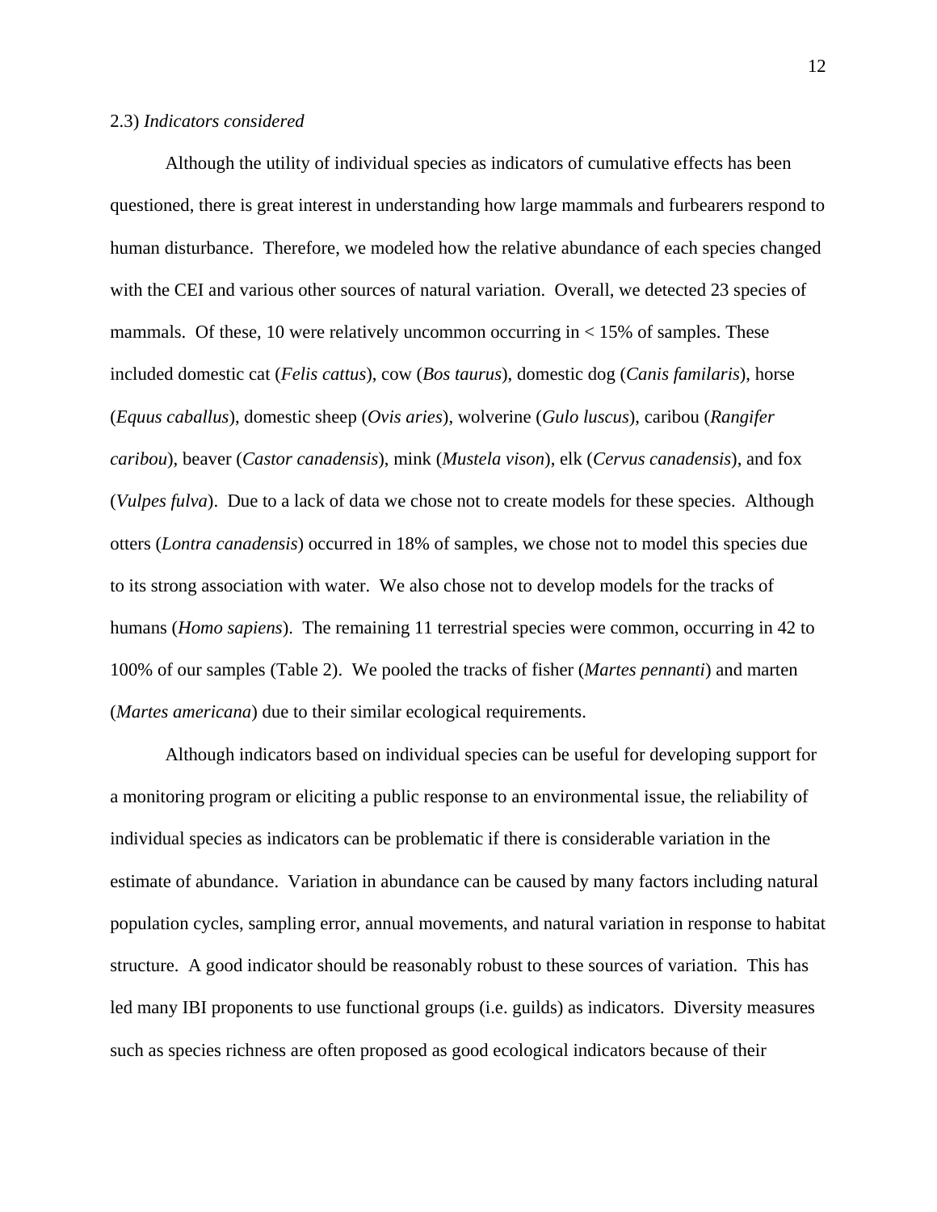2.3) *Indicators considered*

Although the utility of individual species as indicators of cumulative effects has been questioned, there is great interest in understanding how large mammals and furbearers respond to human disturbance. Therefore, we modeled how the relative abundance of each species changed with the CEI and various other sources of natural variation. Overall, we detected 23 species of mammals. Of these, 10 were relatively uncommon occurring in < 15% of samples. These included domestic cat (*Felis cattus*), cow (*Bos taurus*), domestic dog (*Canis familaris*), horse (*Equus caballus*), domestic sheep (*Ovis aries*), wolverine (*Gulo luscus*), caribou (*Rangifer caribou*), beaver (*Castor canadensis*), mink (*Mustela vison*), elk (*Cervus canadensis*), and fox (*Vulpes fulva*). Due to a lack of data we chose not to create models for these species. Although otters (*Lontra canadensis*) occurred in 18% of samples, we chose not to model this species due to its strong association with water. We also chose not to develop models for the tracks of humans (*Homo sapiens*). The remaining 11 terrestrial species were common, occurring in 42 to 100% of our samples (Table 2). We pooled the tracks of fisher (*Martes pennanti*) and marten (*Martes americana*) due to their similar ecological requirements.

Although indicators based on individual species can be useful for developing support for a monitoring program or eliciting a public response to an environmental issue, the reliability of individual species as indicators can be problematic if there is considerable variation in the estimate of abundance. Variation in abundance can be caused by many factors including natural population cycles, sampling error, annual movements, and natural variation in response to habitat structure. A good indicator should be reasonably robust to these sources of variation. This has led many IBI proponents to use functional groups (i.e. guilds) as indicators. Diversity measures such as species richness are often proposed as good ecological indicators because of their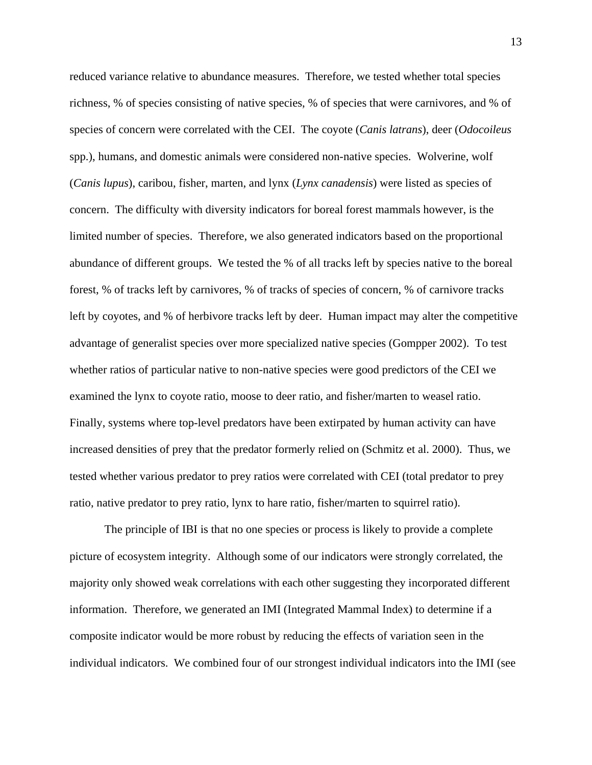reduced variance relative to abundance measures. Therefore, we tested whether total species richness, % of species consisting of native species, % of species that were carnivores, and % of species of concern were correlated with the CEI. The coyote (*Canis latrans*), deer (*Odocoileus* spp.), humans, and domestic animals were considered non-native species. Wolverine, wolf (*Canis lupus*), caribou, fisher, marten, and lynx (*Lynx canadensis*) were listed as species of concern. The difficulty with diversity indicators for boreal forest mammals however, is the limited number of species. Therefore, we also generated indicators based on the proportional abundance of different groups. We tested the % of all tracks left by species native to the boreal forest, % of tracks left by carnivores, % of tracks of species of concern, % of carnivore tracks left by coyotes, and % of herbivore tracks left by deer. Human impact may alter the competitive advantage of generalist species over more specialized native species (Gompper 2002). To test whether ratios of particular native to non-native species were good predictors of the CEI we examined the lynx to coyote ratio, moose to deer ratio, and fisher/marten to weasel ratio. Finally, systems where top-level predators have been extirpated by human activity can have increased densities of prey that the predator formerly relied on (Schmitz et al. 2000). Thus, we tested whether various predator to prey ratios were correlated with CEI (total predator to prey ratio, native predator to prey ratio, lynx to hare ratio, fisher/marten to squirrel ratio).

The principle of IBI is that no one species or process is likely to provide a complete picture of ecosystem integrity. Although some of our indicators were strongly correlated, the majority only showed weak correlations with each other suggesting they incorporated different information. Therefore, we generated an IMI (Integrated Mammal Index) to determine if a composite indicator would be more robust by reducing the effects of variation seen in the individual indicators. We combined four of our strongest individual indicators into the IMI (see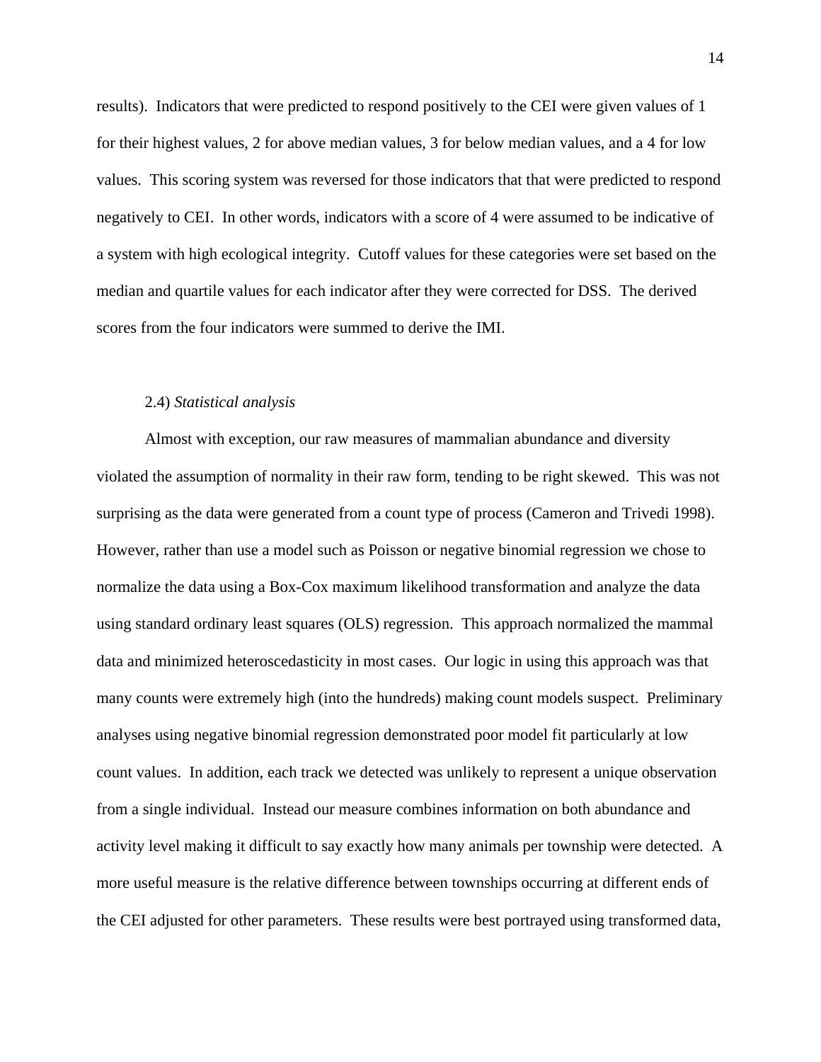results). Indicators that were predicted to respond positively to the CEI were given values of 1 for their highest values, 2 for above median values, 3 for below median values, and a 4 for low values. This scoring system was reversed for those indicators that that were predicted to respond negatively to CEI. In other words, indicators with a score of 4 were assumed to be indicative of a system with high ecological integrity. Cutoff values for these categories were set based on the median and quartile values for each indicator after they were corrected for DSS. The derived scores from the four indicators were summed to derive the IMI.

### 2.4) *Statistical analysis*

Almost with exception, our raw measures of mammalian abundance and diversity violated the assumption of normality in their raw form, tending to be right skewed. This was not surprising as the data were generated from a count type of process (Cameron and Trivedi 1998). However, rather than use a model such as Poisson or negative binomial regression we chose to normalize the data using a Box-Cox maximum likelihood transformation and analyze the data using standard ordinary least squares (OLS) regression. This approach normalized the mammal data and minimized heteroscedasticity in most cases. Our logic in using this approach was that many counts were extremely high (into the hundreds) making count models suspect. Preliminary analyses using negative binomial regression demonstrated poor model fit particularly at low count values. In addition, each track we detected was unlikely to represent a unique observation from a single individual. Instead our measure combines information on both abundance and activity level making it difficult to say exactly how many animals per township were detected. A more useful measure is the relative difference between townships occurring at different ends of the CEI adjusted for other parameters. These results were best portrayed using transformed data,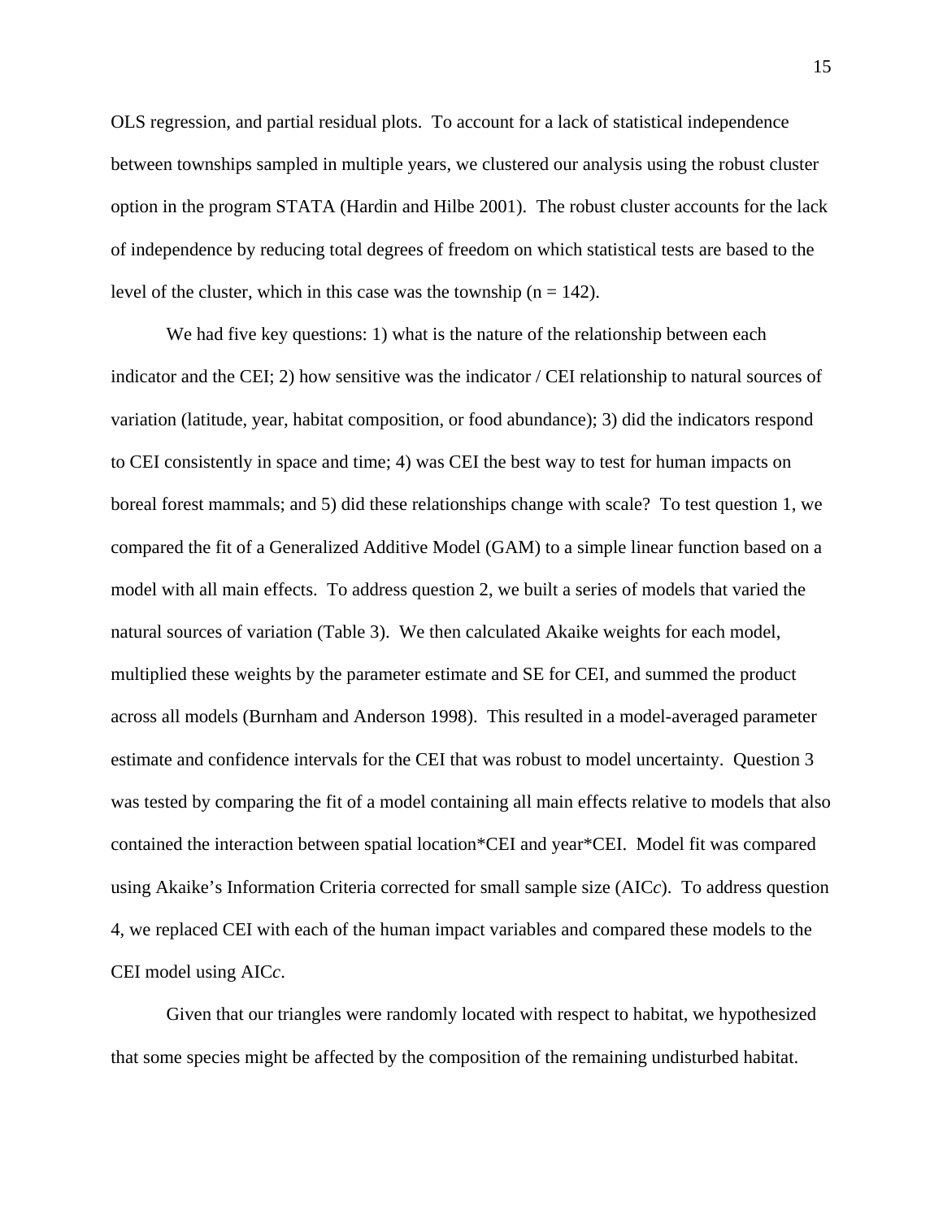OLS regression, and partial residual plots. To account for a lack of statistical independence between townships sampled in multiple years, we clustered our analysis using the robust cluster option in the program STATA (Hardin and Hilbe 2001). The robust cluster accounts for the lack of independence by reducing total degrees of freedom on which statistical tests are based to the level of the cluster, which in this case was the township (n = 142).

We had five key questions: 1) what is the nature of the relationship between each indicator and the CEI; 2) how sensitive was the indicator / CEI relationship to natural sources of variation (latitude, year, habitat composition, or food abundance); 3) did the indicators respond to CEI consistently in space and time; 4) was CEI the best way to test for human impacts on boreal forest mammals; and 5) did these relationships change with scale? To test question 1, we compared the fit of a Generalized Additive Model (GAM) to a simple linear function based on a model with all main effects. To address question 2, we built a series of models that varied the natural sources of variation (Table 3). We then calculated Akaike weights for each model, multiplied these weights by the parameter estimate and SE for CEI, and summed the product across all models (Burnham and Anderson 1998). This resulted in a model-averaged parameter estimate and confidence intervals for the CEI that was robust to model uncertainty. Question 3 was tested by comparing the fit of a model containing all main effects relative to models that also contained the interaction between spatial location*CEI and year*CEI. Model fit was compared using Akaike's Information Criteria corrected for small sample size (AIC*c*). To address question 4, we replaced CEI with each of the human impact variables and compared these models to the CEI model using AIC*c*.

Given that our triangles were randomly located with respect to habitat, we hypothesized that some species might be affected by the composition of the remaining undisturbed habitat.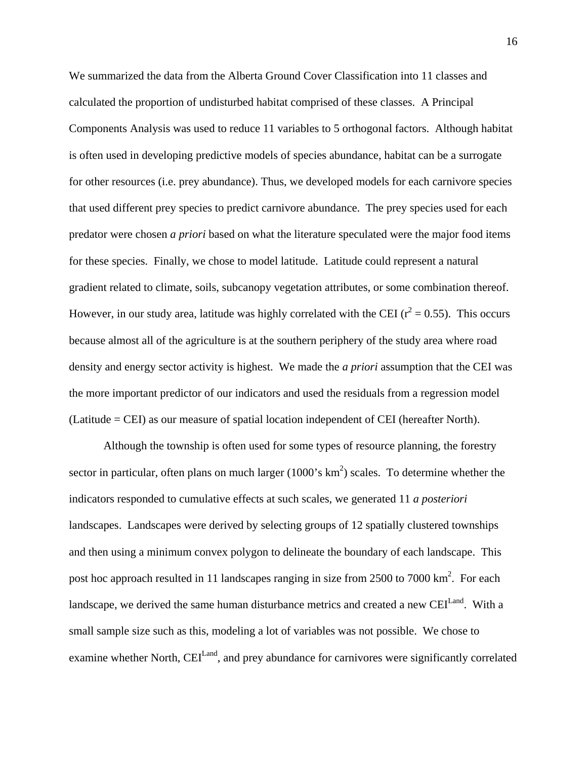We summarized the data from the Alberta Ground Cover Classification into 11 classes and calculated the proportion of undisturbed habitat comprised of these classes. A Principal Components Analysis was used to reduce 11 variables to 5 orthogonal factors. Although habitat is often used in developing predictive models of species abundance, habitat can be a surrogate for other resources (i.e. prey abundance). Thus, we developed models for each carnivore species that used different prey species to predict carnivore abundance. The prey species used for each predator were chosen *a priori* based on what the literature speculated were the major food items for these species. Finally, we chose to model latitude. Latitude could represent a natural gradient related to climate, soils, subcanopy vegetation attributes, or some combination thereof. However, in our study area, latitude was highly correlated with the CEI ($r^2 = 0.55$). This occurs because almost all of the agriculture is at the southern periphery of the study area where road density and energy sector activity is highest. We made the *a priori* assumption that the CEI was the more important predictor of our indicators and used the residuals from a regression model (Latitude = CEI) as our measure of spatial location independent of CEI (hereafter North).

Although the township is often used for some types of resource planning, the forestry sector in particular, often plans on much larger (1000's $km^2$) scales. To determine whether the indicators responded to cumulative effects at such scales, we generated 11 *a posteriori* landscapes. Landscapes were derived by selecting groups of 12 spatially clustered townships and then using a minimum convex polygon to delineate the boundary of each landscape. This post hoc approach resulted in 11 landscapes ranging in size from 2500 to 7000 $km^2$. For each landscape, we derived the same human disturbance metrics and created a new $CEI^{Land}$. With a small sample size such as this, modeling a lot of variables was not possible. We chose to examine whether North, $CEI^{Land}$, and prey abundance for carnivores were significantly correlated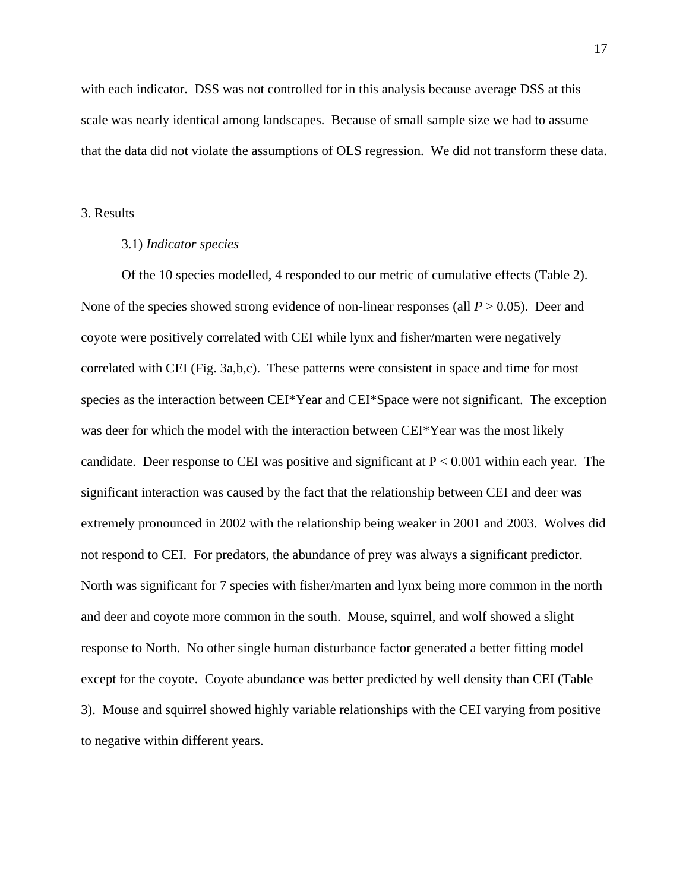with each indicator. DSS was not controlled for in this analysis because average DSS at this scale was nearly identical among landscapes. Because of small sample size we had to assume that the data did not violate the assumptions of OLS regression. We did not transform these data.

## 3. Results

### 3.1) *Indicator species*

Of the 10 species modelled, 4 responded to our metric of cumulative effects (Table 2). None of the species showed strong evidence of non-linear responses (all $P > 0.05$). Deer and coyote were positively correlated with CEI while lynx and fisher/marten were negatively correlated with CEI (Fig. 3a,b,c). These patterns were consistent in space and time for most species as the interaction between CEI*Year and CEI*Space were not significant. The exception was deer for which the model with the interaction between CEI*Year was the most likely candidate. Deer response to CEI was positive and significant at $P < 0.001$ within each year. The significant interaction was caused by the fact that the relationship between CEI and deer was extremely pronounced in 2002 with the relationship being weaker in 2001 and 2003. Wolves did not respond to CEI. For predators, the abundance of prey was always a significant predictor. North was significant for 7 species with fisher/marten and lynx being more common in the north and deer and coyote more common in the south. Mouse, squirrel, and wolf showed a slight response to North. No other single human disturbance factor generated a better fitting model except for the coyote. Coyote abundance was better predicted by well density than CEI (Table 3). Mouse and squirrel showed highly variable relationships with the CEI varying from positive to negative within different years.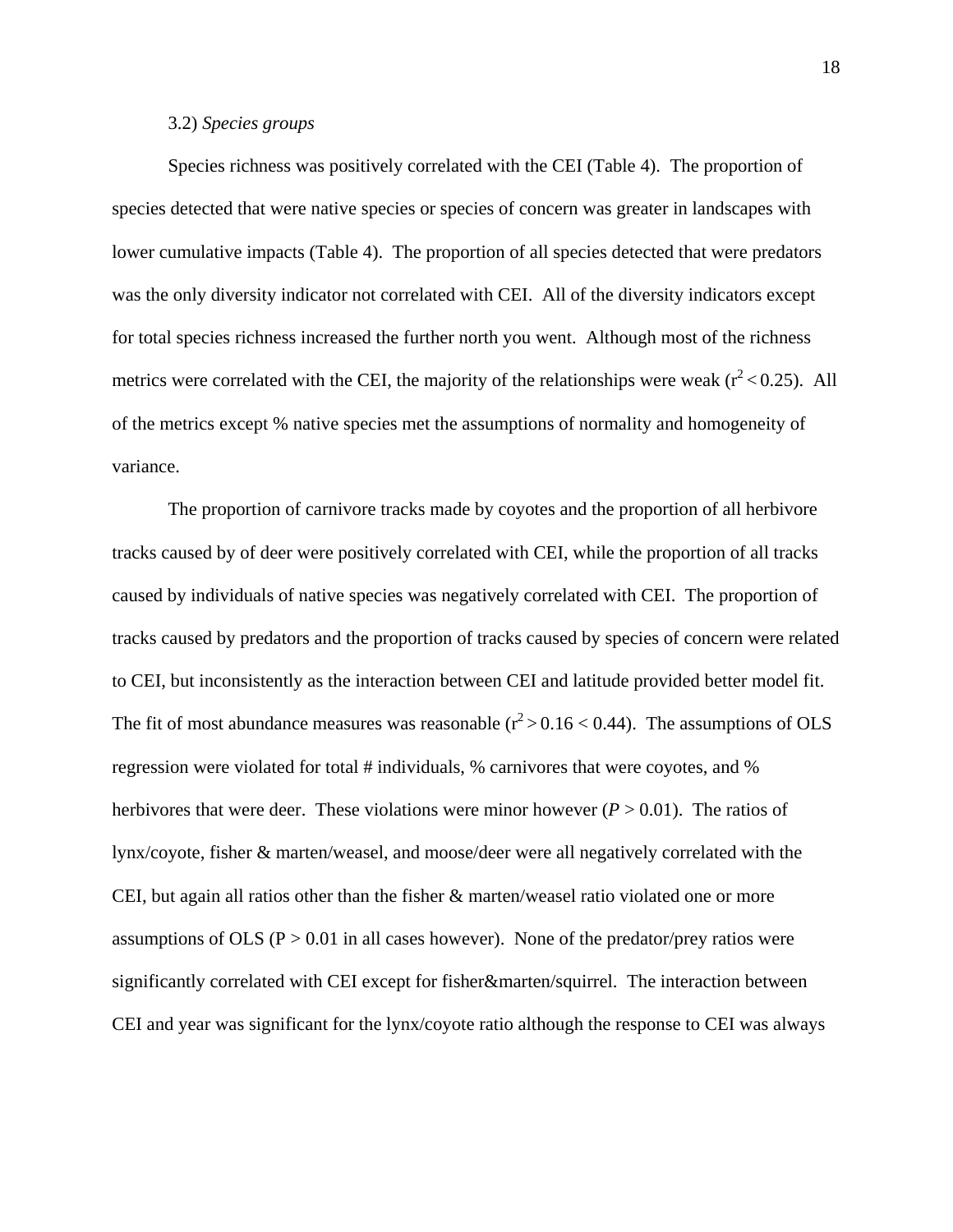3.2) *Species groups*

Species richness was positively correlated with the CEI (Table 4). The proportion of species detected that were native species or species of concern was greater in landscapes with lower cumulative impacts (Table 4). The proportion of all species detected that were predators was the only diversity indicator not correlated with CEI. All of the diversity indicators except for total species richness increased the further north you went. Although most of the richness metrics were correlated with the CEI, the majority of the relationships were weak ($r^2 < 0.25$). All of the metrics except % native species met the assumptions of normality and homogeneity of variance.

The proportion of carnivore tracks made by coyotes and the proportion of all herbivore tracks caused by of deer were positively correlated with CEI, while the proportion of all tracks caused by individuals of native species was negatively correlated with CEI. The proportion of tracks caused by predators and the proportion of tracks caused by species of concern were related to CEI, but inconsistently as the interaction between CEI and latitude provided better model fit. The fit of most abundance measures was reasonable ($r^2 > 0.16 < 0.44$). The assumptions of OLS regression were violated for total # individuals, % carnivores that were coyotes, and % herbivores that were deer. These violations were minor however ($P > 0.01$). The ratios of lynx/coyote, fisher & marten/weasel, and moose/deer were all negatively correlated with the CEI, but again all ratios other than the fisher & marten/weasel ratio violated one or more assumptions of OLS ($P > 0.01$ in all cases however). None of the predator/prey ratios were significantly correlated with CEI except for fisher&marten/squirrel. The interaction between CEI and year was significant for the lynx/coyote ratio although the response to CEI was always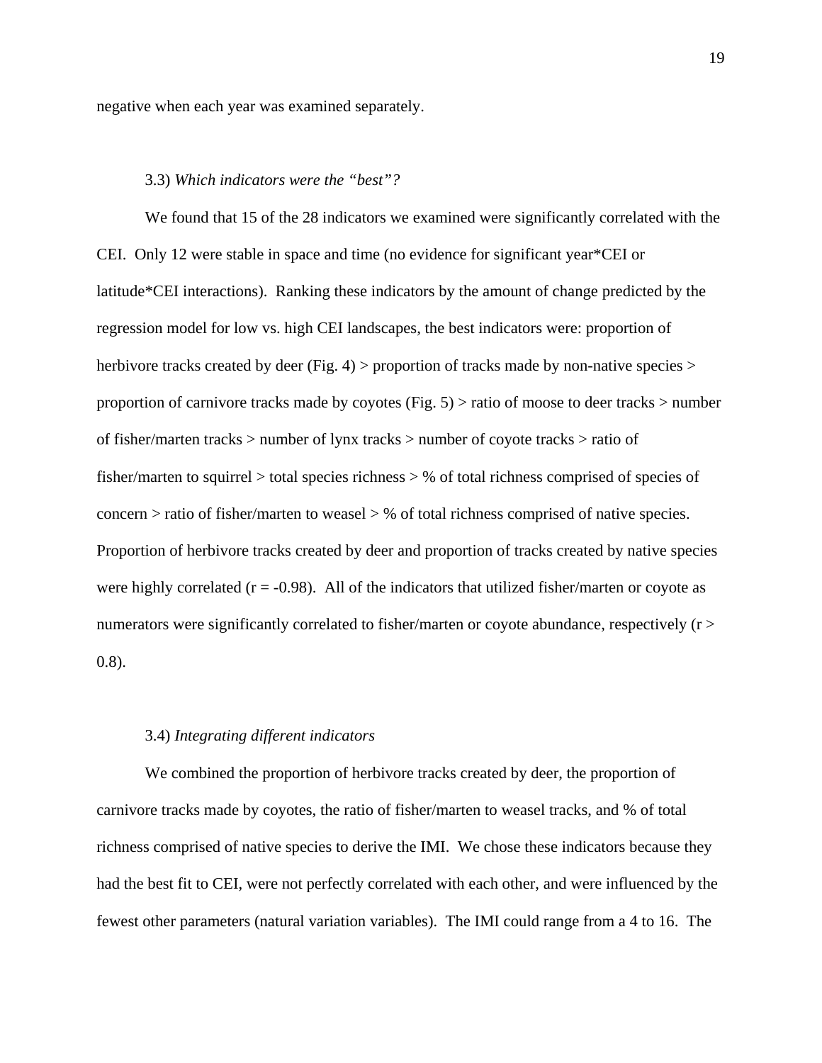negative when each year was examined separately.

3.3) *Which indicators were the "best"?*

We found that 15 of the 28 indicators we examined were significantly correlated with the CEI. Only 12 were stable in space and time (no evidence for significant year*CEI or latitude*CEI interactions). Ranking these indicators by the amount of change predicted by the regression model for low vs. high CEI landscapes, the best indicators were: proportion of herbivore tracks created by deer (Fig. 4) > proportion of tracks made by non-native species > proportion of carnivore tracks made by coyotes (Fig. 5) > ratio of moose to deer tracks > number of fisher/marten tracks > number of lynx tracks > number of coyote tracks > ratio of fisher/marten to squirrel > total species richness > % of total richness comprised of species of concern > ratio of fisher/marten to weasel > % of total richness comprised of native species. Proportion of herbivore tracks created by deer and proportion of tracks created by native species were highly correlated ($r = -0.98$). All of the indicators that utilized fisher/marten or coyote as numerators were significantly correlated to fisher/marten or coyote abundance, respectively ($r > 0.8$).

3.4) *Integrating different indicators*

We combined the proportion of herbivore tracks created by deer, the proportion of carnivore tracks made by coyotes, the ratio of fisher/marten to weasel tracks, and % of total richness comprised of native species to derive the IMI. We chose these indicators because they had the best fit to CEI, were not perfectly correlated with each other, and were influenced by the fewest other parameters (natural variation variables). The IMI could range from a 4 to 16. The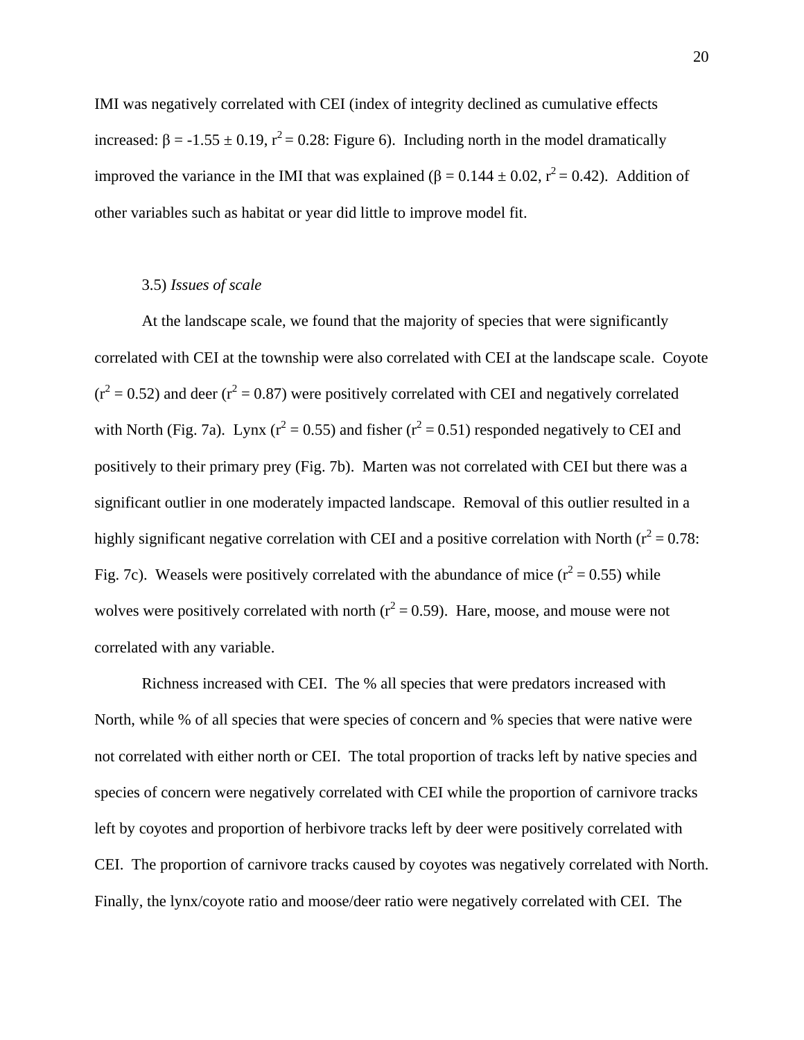IMI was negatively correlated with CEI (index of integrity declined as cumulative effects increased: $\beta = -1.55 \pm 0.19$, $r^2 = 0.28$: Figure 6). Including north in the model dramatically improved the variance in the IMI that was explained ($\beta = 0.144 \pm 0.02$, $r^2 = 0.42$). Addition of other variables such as habitat or year did little to improve model fit.

### 3.5) *Issues of scale*

At the landscape scale, we found that the majority of species that were significantly correlated with CEI at the township were also correlated with CEI at the landscape scale. Coyote ($r^2 = 0.52$) and deer ($r^2 = 0.87$) were positively correlated with CEI and negatively correlated with North (Fig. 7a). Lynx ($r^2 = 0.55$) and fisher ($r^2 = 0.51$) responded negatively to CEI and positively to their primary prey (Fig. 7b). Marten was not correlated with CEI but there was a significant outlier in one moderately impacted landscape. Removal of this outlier resulted in a highly significant negative correlation with CEI and a positive correlation with North ($r^2 = 0.78$: Fig. 7c). Weasels were positively correlated with the abundance of mice ($r^2 = 0.55$) while wolves were positively correlated with north ($r^2 = 0.59$). Hare, moose, and mouse were not correlated with any variable.

Richness increased with CEI. The % all species that were predators increased with North, while % of all species that were species of concern and % species that were native were not correlated with either north or CEI. The total proportion of tracks left by native species and species of concern were negatively correlated with CEI while the proportion of carnivore tracks left by coyotes and proportion of herbivore tracks left by deer were positively correlated with CEI. The proportion of carnivore tracks caused by coyotes was negatively correlated with North. Finally, the lynx/coyote ratio and moose/deer ratio were negatively correlated with CEI. The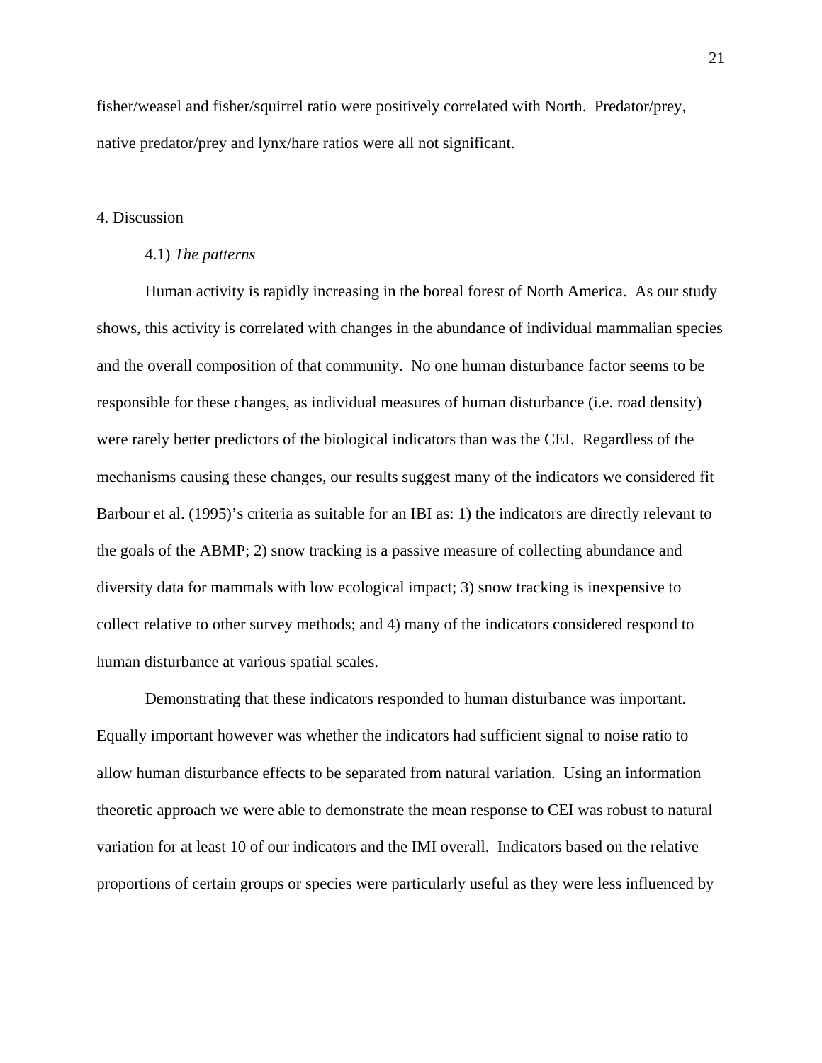fisher/weasel and fisher/squirrel ratio were positively correlated with North. Predator/prey, native predator/prey and lynx/hare ratios were all not significant.

## 4. Discussion

### 4.1) *The patterns*

Human activity is rapidly increasing in the boreal forest of North America. As our study shows, this activity is correlated with changes in the abundance of individual mammalian species and the overall composition of that community. No one human disturbance factor seems to be responsible for these changes, as individual measures of human disturbance (i.e. road density) were rarely better predictors of the biological indicators than was the CEI. Regardless of the mechanisms causing these changes, our results suggest many of the indicators we considered fit Barbour et al. (1995)'s criteria as suitable for an IBI as: 1) the indicators are directly relevant to the goals of the ABMP; 2) snow tracking is a passive measure of collecting abundance and diversity data for mammals with low ecological impact; 3) snow tracking is inexpensive to collect relative to other survey methods; and 4) many of the indicators considered respond to human disturbance at various spatial scales.

Demonstrating that these indicators responded to human disturbance was important. Equally important however was whether the indicators had sufficient signal to noise ratio to allow human disturbance effects to be separated from natural variation. Using an information theoretic approach we were able to demonstrate the mean response to CEI was robust to natural variation for at least 10 of our indicators and the IMI overall. Indicators based on the relative proportions of certain groups or species were particularly useful as they were less influenced by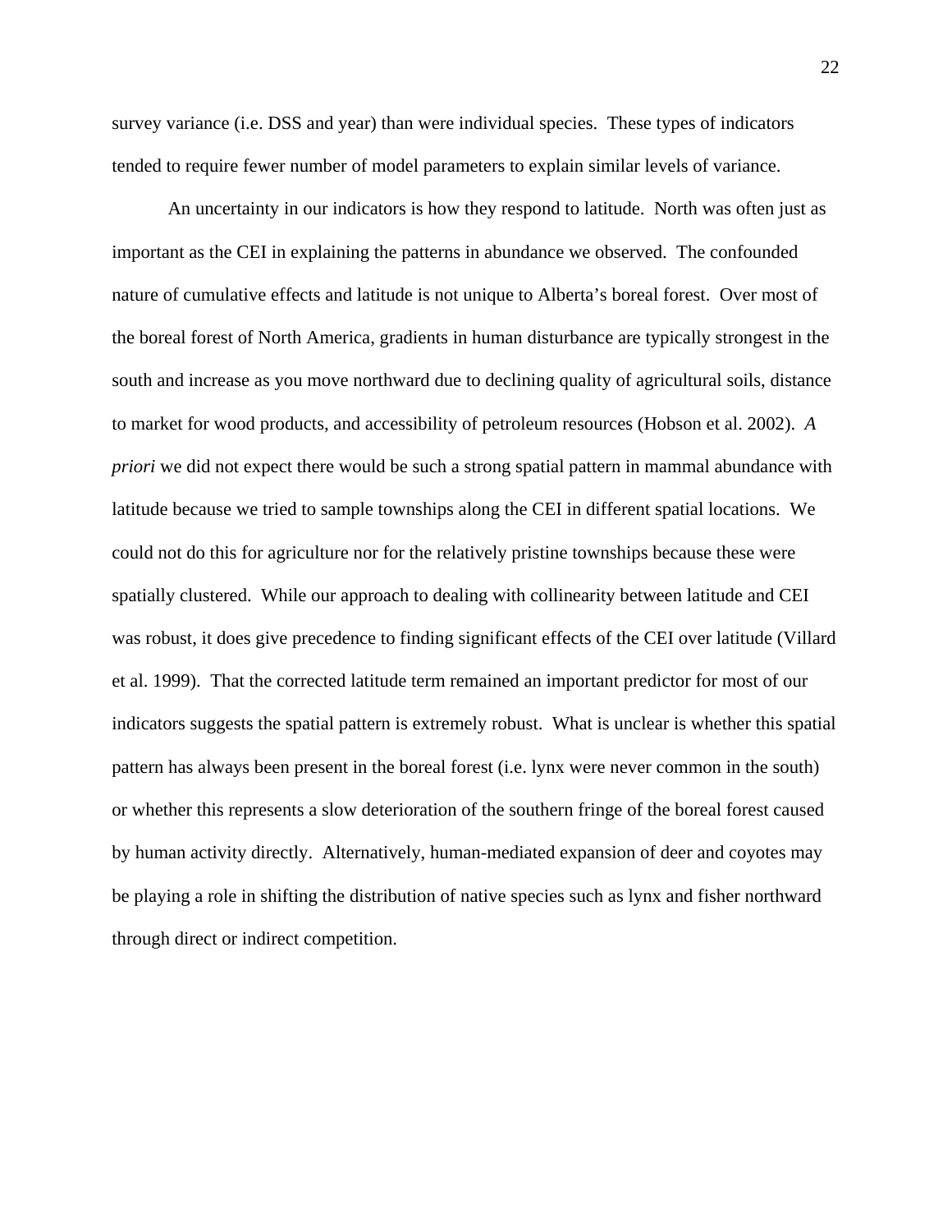survey variance (i.e. DSS and year) than were individual species. These types of indicators tended to require fewer number of model parameters to explain similar levels of variance.

An uncertainty in our indicators is how they respond to latitude. North was often just as important as the CEI in explaining the patterns in abundance we observed. The confounded nature of cumulative effects and latitude is not unique to Alberta's boreal forest. Over most of the boreal forest of North America, gradients in human disturbance are typically strongest in the south and increase as you move northward due to declining quality of agricultural soils, distance to market for wood products, and accessibility of petroleum resources (Hobson et al. 2002). *A priori* we did not expect there would be such a strong spatial pattern in mammal abundance with latitude because we tried to sample townships along the CEI in different spatial locations. We could not do this for agriculture nor for the relatively pristine townships because these were spatially clustered. While our approach to dealing with collinearity between latitude and CEI was robust, it does give precedence to finding significant effects of the CEI over latitude (Villard et al. 1999). That the corrected latitude term remained an important predictor for most of our indicators suggests the spatial pattern is extremely robust. What is unclear is whether this spatial pattern has always been present in the boreal forest (i.e. lynx were never common in the south) or whether this represents a slow deterioration of the southern fringe of the boreal forest caused by human activity directly. Alternatively, human-mediated expansion of deer and coyotes may be playing a role in shifting the distribution of native species such as lynx and fisher northward through direct or indirect competition.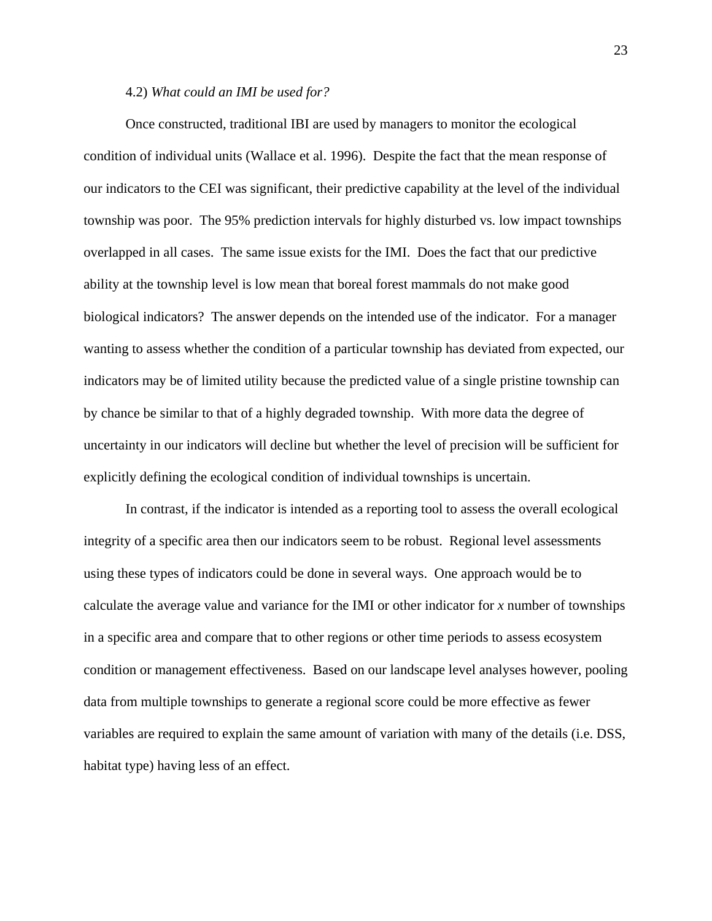### 4.2) *What could an IMI be used for?*

Once constructed, traditional IBI are used by managers to monitor the ecological condition of individual units (Wallace et al. 1996). Despite the fact that the mean response of our indicators to the CEI was significant, their predictive capability at the level of the individual township was poor. The 95% prediction intervals for highly disturbed vs. low impact townships overlapped in all cases. The same issue exists for the IMI. Does the fact that our predictive ability at the township level is low mean that boreal forest mammals do not make good biological indicators? The answer depends on the intended use of the indicator. For a manager wanting to assess whether the condition of a particular township has deviated from expected, our indicators may be of limited utility because the predicted value of a single pristine township can by chance be similar to that of a highly degraded township. With more data the degree of uncertainty in our indicators will decline but whether the level of precision will be sufficient for explicitly defining the ecological condition of individual townships is uncertain.

In contrast, if the indicator is intended as a reporting tool to assess the overall ecological integrity of a specific area then our indicators seem to be robust. Regional level assessments using these types of indicators could be done in several ways. One approach would be to calculate the average value and variance for the IMI or other indicator for *x* number of townships in a specific area and compare that to other regions or other time periods to assess ecosystem condition or management effectiveness. Based on our landscape level analyses however, pooling data from multiple townships to generate a regional score could be more effective as fewer variables are required to explain the same amount of variation with many of the details (i.e. DSS, habitat type) having less of an effect.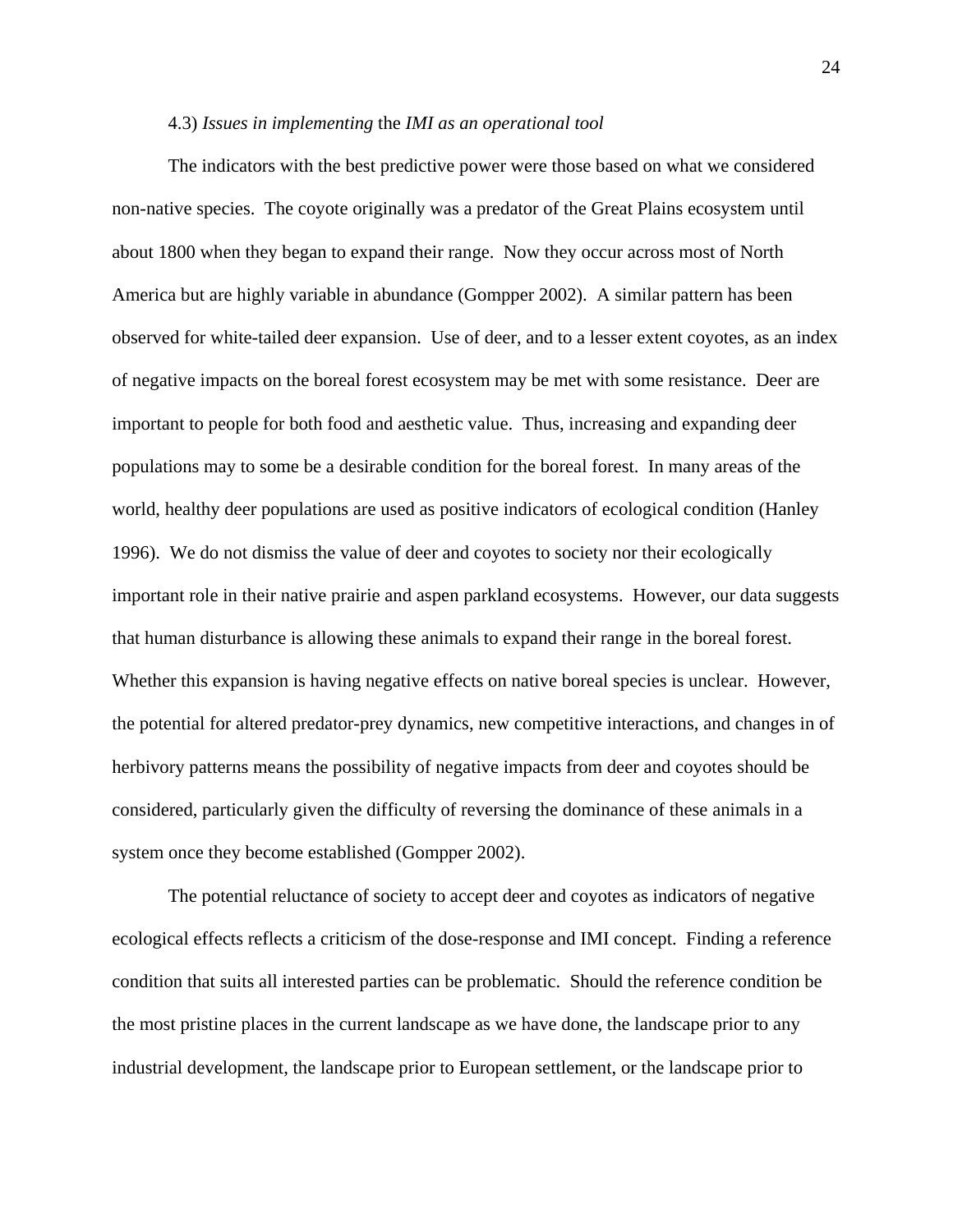4.3) *Issues in implementing* the *IMI as an operational tool*

The indicators with the best predictive power were those based on what we considered non-native species. The coyote originally was a predator of the Great Plains ecosystem until about 1800 when they began to expand their range. Now they occur across most of North America but are highly variable in abundance (Gompper 2002). A similar pattern has been observed for white-tailed deer expansion. Use of deer, and to a lesser extent coyotes, as an index of negative impacts on the boreal forest ecosystem may be met with some resistance. Deer are important to people for both food and aesthetic value. Thus, increasing and expanding deer populations may to some be a desirable condition for the boreal forest. In many areas of the world, healthy deer populations are used as positive indicators of ecological condition (Hanley 1996). We do not dismiss the value of deer and coyotes to society nor their ecologically important role in their native prairie and aspen parkland ecosystems. However, our data suggests that human disturbance is allowing these animals to expand their range in the boreal forest. Whether this expansion is having negative effects on native boreal species is unclear. However, the potential for altered predator-prey dynamics, new competitive interactions, and changes in of herbivory patterns means the possibility of negative impacts from deer and coyotes should be considered, particularly given the difficulty of reversing the dominance of these animals in a system once they become established (Gompper 2002).

The potential reluctance of society to accept deer and coyotes as indicators of negative ecological effects reflects a criticism of the dose-response and IMI concept. Finding a reference condition that suits all interested parties can be problematic. Should the reference condition be the most pristine places in the current landscape as we have done, the landscape prior to any industrial development, the landscape prior to European settlement, or the landscape prior to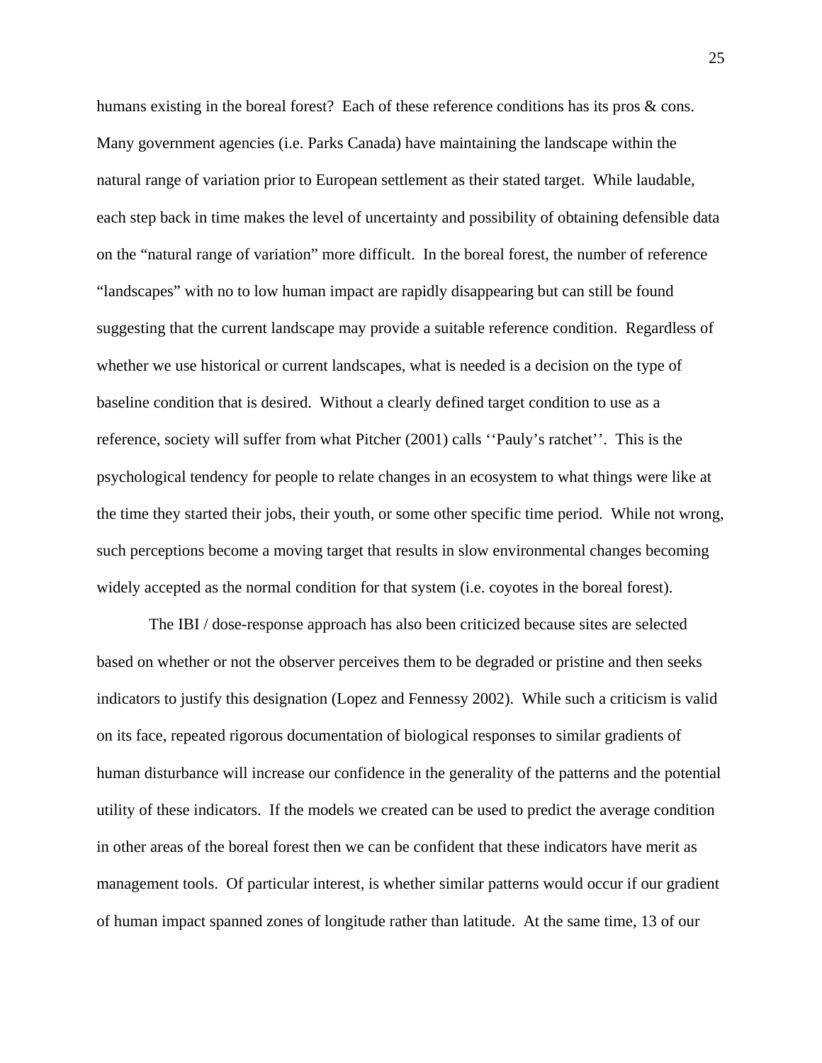humans existing in the boreal forest? Each of these reference conditions has its pros & cons. Many government agencies (i.e. Parks Canada) have maintaining the landscape within the natural range of variation prior to European settlement as their stated target. While laudable, each step back in time makes the level of uncertainty and possibility of obtaining defensible data on the "natural range of variation" more difficult. In the boreal forest, the number of reference "landscapes" with no to low human impact are rapidly disappearing but can still be found suggesting that the current landscape may provide a suitable reference condition. Regardless of whether we use historical or current landscapes, what is needed is a decision on the type of baseline condition that is desired. Without a clearly defined target condition to use as a reference, society will suffer from what Pitcher (2001) calls ''Pauly's ratchet''. This is the psychological tendency for people to relate changes in an ecosystem to what things were like at the time they started their jobs, their youth, or some other specific time period. While not wrong, such perceptions become a moving target that results in slow environmental changes becoming widely accepted as the normal condition for that system (i.e. coyotes in the boreal forest).

The IBI / dose-response approach has also been criticized because sites are selected based on whether or not the observer perceives them to be degraded or pristine and then seeks indicators to justify this designation (Lopez and Fennessy 2002). While such a criticism is valid on its face, repeated rigorous documentation of biological responses to similar gradients of human disturbance will increase our confidence in the generality of the patterns and the potential utility of these indicators. If the models we created can be used to predict the average condition in other areas of the boreal forest then we can be confident that these indicators have merit as management tools. Of particular interest, is whether similar patterns would occur if our gradient of human impact spanned zones of longitude rather than latitude. At the same time, 13 of our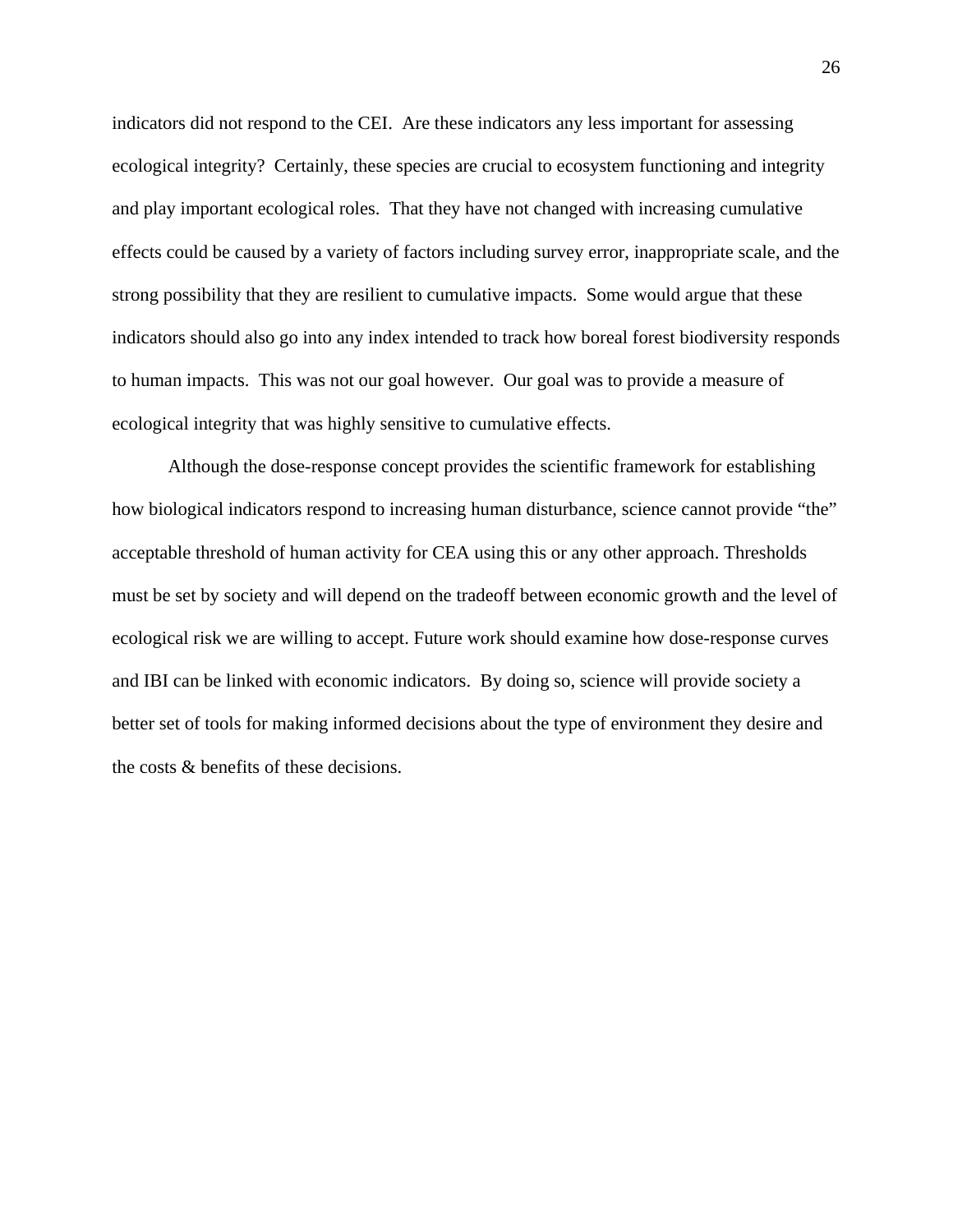indicators did not respond to the CEI. Are these indicators any less important for assessing ecological integrity? Certainly, these species are crucial to ecosystem functioning and integrity and play important ecological roles. That they have not changed with increasing cumulative effects could be caused by a variety of factors including survey error, inappropriate scale, and the strong possibility that they are resilient to cumulative impacts. Some would argue that these indicators should also go into any index intended to track how boreal forest biodiversity responds to human impacts. This was not our goal however. Our goal was to provide a measure of ecological integrity that was highly sensitive to cumulative effects.

Although the dose-response concept provides the scientific framework for establishing how biological indicators respond to increasing human disturbance, science cannot provide "the" acceptable threshold of human activity for CEA using this or any other approach. Thresholds must be set by society and will depend on the tradeoff between economic growth and the level of ecological risk we are willing to accept. Future work should examine how dose-response curves and IBI can be linked with economic indicators. By doing so, science will provide society a better set of tools for making informed decisions about the type of environment they desire and the costs & benefits of these decisions.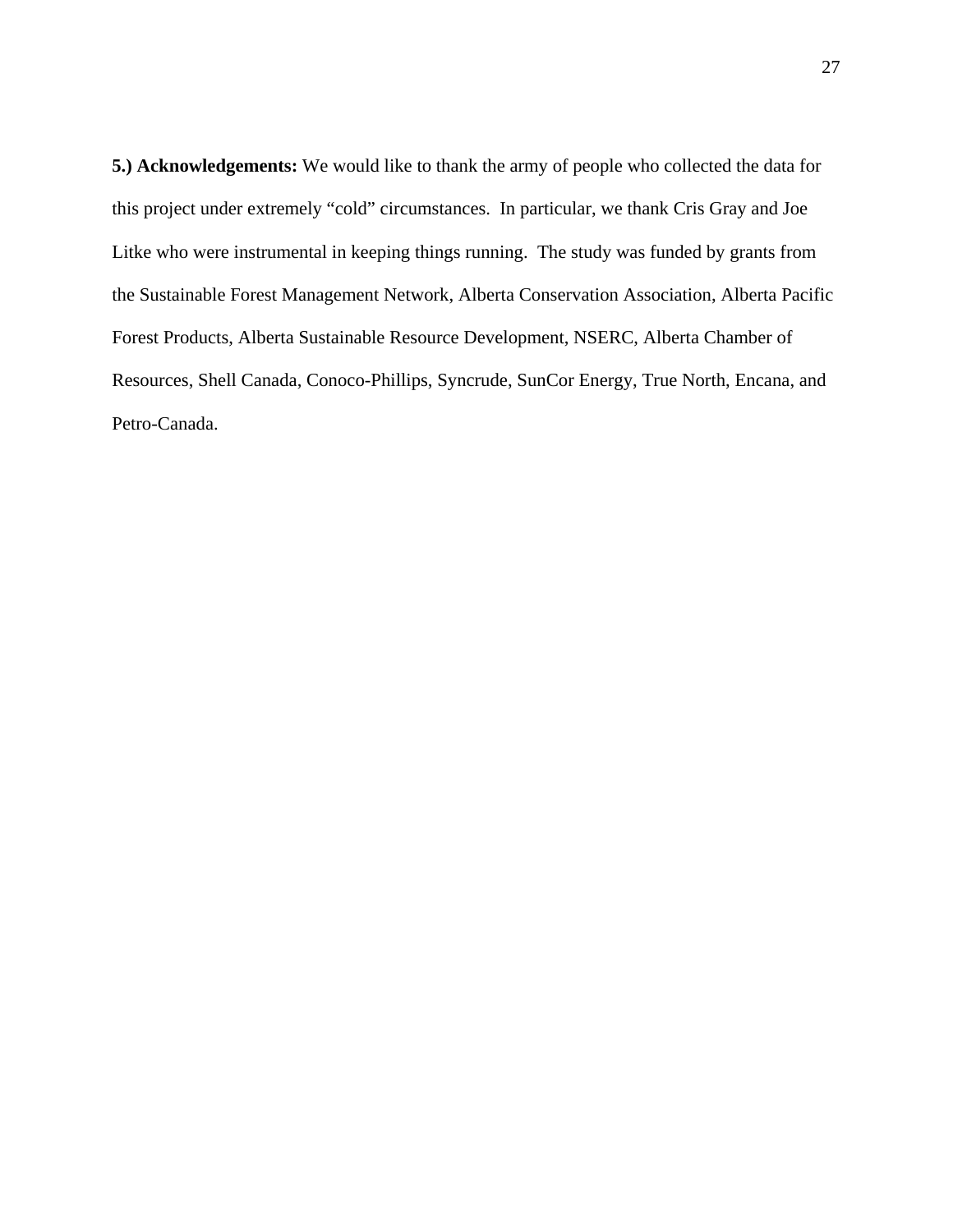**5.) Acknowledgements:** We would like to thank the army of people who collected the data for this project under extremely "cold" circumstances. In particular, we thank Cris Gray and Joe Litke who were instrumental in keeping things running. The study was funded by grants from the Sustainable Forest Management Network, Alberta Conservation Association, Alberta Pacific Forest Products, Alberta Sustainable Resource Development, NSERC, Alberta Chamber of Resources, Shell Canada, Conoco-Phillips, Syncrude, SunCor Energy, True North, Encana, and Petro-Canada.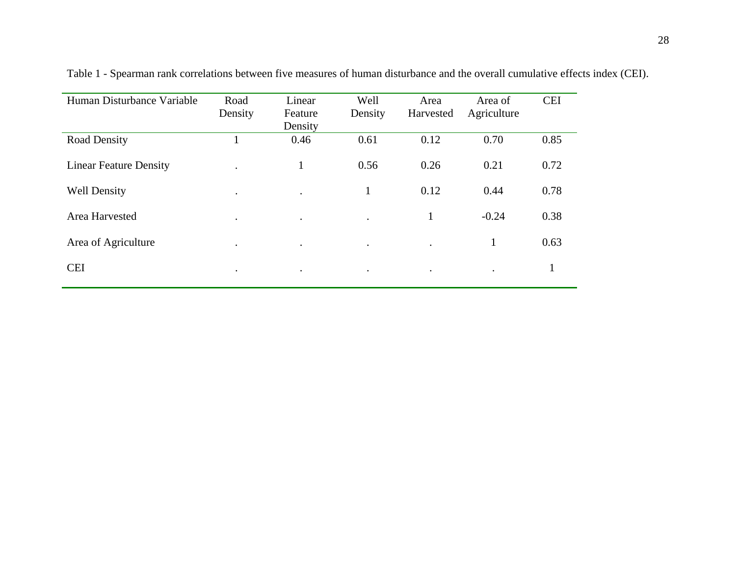Table 1 - Spearman rank correlations between five measures of human disturbance and the overall cumulative effects index (CEI).

| Human Disturbance Variable | Road Density | Linear Feature Density | Well Density | Area Harvested | Area of Agriculture | CEI |
|---|---|---|---|---|---|---|
| Road Density | 1 | 0.46 | 0.61 | 0.12 | 0.70 | 0.85 |
| Linear Feature Density | . | 1 | 0.56 | 0.26 | 0.21 | 0.72 |
| Well Density | . | . | 1 | 0.12 | 0.44 | 0.78 |
| Area Harvested | . | . | . | 1 | -0.24 | 0.38 |
| Area of Agriculture | . | . | . | . | 1 | 0.63 |
| CEI | . | . | . | . | . | 1 |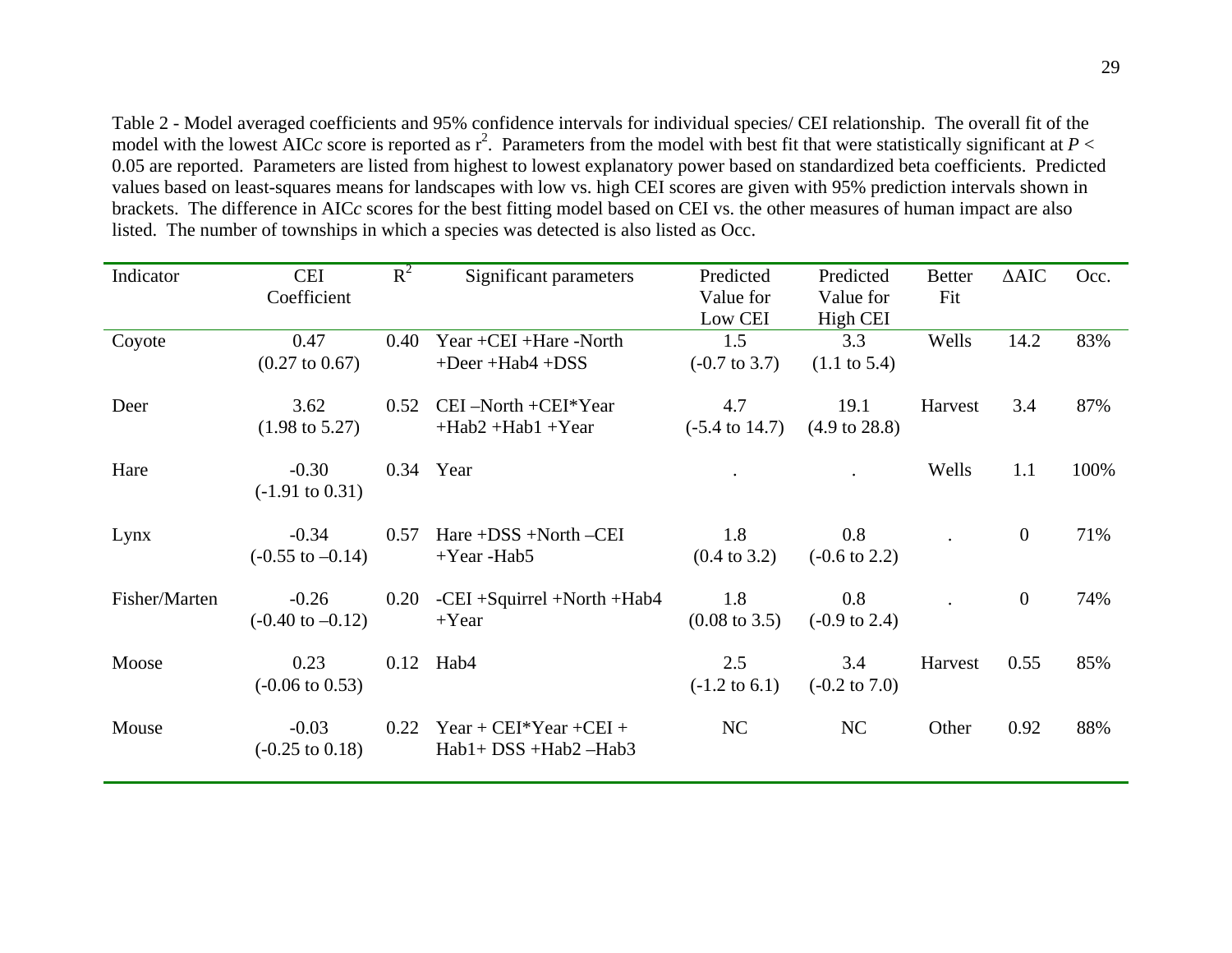Table 2 - Model averaged coefficients and 95% confidence intervals for individual species/ CEI relationship. The overall fit of the model with the lowest AIC*c* score is reported as $r^2$. Parameters from the model with best fit that were statistically significant at $P < 0.05$ are reported. Parameters are listed from highest to lowest explanatory power based on standardized beta coefficients. Predicted values based on least-squares means for landscapes with low vs. high CEI scores are given with 95% prediction intervals shown in brackets. The difference in AIC*c* scores for the best fitting model based on CEI vs. the other measures of human impact are also listed. The number of townships in which a species was detected is also listed as Occ.

| Indicator | CEI Coefficient | $R^2$ | Significant parameters | Predicted Value for Low CEI | Predicted Value for High CEI | Better Fit | ΔAIC | Occ. |
|---|---|---|---|---|---|---|---|---|
| Coyote | 0.47 (0.27 to 0.67) | 0.40 | Year +CEI +Hare -North +Deer +Hab4 +DSS | 1.5 (-0.7 to 3.7) | 3.3 (1.1 to 5.4) | Wells | 14.2 | 83% |
| Deer | 3.62 (1.98 to 5.27) | 0.52 | CEI –North +CEI*Year +Hab2 +Hab1 +Year | 4.7 (-5.4 to 14.7) | 19.1 (4.9 to 28.8) | Harvest | 3.4 | 87% |
| Hare | -0.30 (-1.91 to 0.31) | 0.34 | Year | . | . | Wells | 1.1 | 100% |
| Lynx | -0.34 (-0.55 to –0.14) | 0.57 | Hare +DSS +North –CEI +Year -Hab5 | 1.8 (0.4 to 3.2) | 0.8 (-0.6 to 2.2) | . | 0 | 71% |
| Fisher/Marten | -0.26 (-0.40 to –0.12) | 0.20 | -CEI +Squirrel +North +Hab4 +Year | 1.8 (0.08 to 3.5) | 0.8 (-0.9 to 2.4) | . | 0 | 74% |
| Moose | 0.23 (-0.06 to 0.53) | 0.12 | Hab4 | 2.5 (-1.2 to 6.1) | 3.4 (-0.2 to 7.0) | Harvest | 0.55 | 85% |
| Mouse | -0.03 (-0.25 to 0.18) | 0.22 | Year + CEI*Year +CEI + Hab1+ DSS +Hab2 –Hab3 | NC | NC | Other | 0.92 | 88% |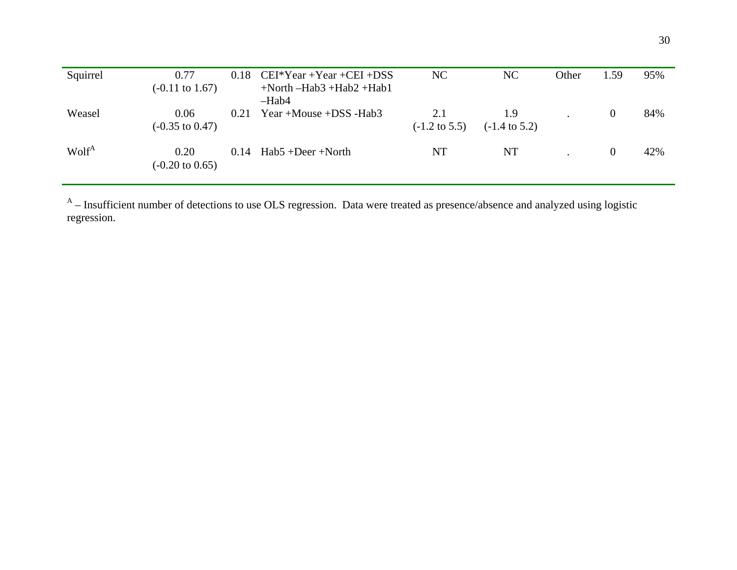| | | | | | | | | |
|---|---|---|---|---|---|---|---|---|
| Squirrel | 0.77 (-0.11 to 1.67) | 0.18 | CEI*Year +Year +CEI +DSS +North –Hab3 +Hab2 +Hab1 –Hab4 | NC | NC | Other | 1.59 | 95% |
| Weasel | 0.06 (-0.35 to 0.47) | 0.21 | Year +Mouse +DSS -Hab3 | 2.1 (-1.2 to 5.5) | 1.9 (-1.4 to 5.2) | . | 0 | 84% |
| Wolf[A] | 0.20 (-0.20 to 0.65) | 0.14 | Hab5 +Deer +North | NT | NT | . | 0 | 42% |

[A] – Insufficient number of detections to use OLS regression. Data were treated as presence/absence and analyzed using logistic regression.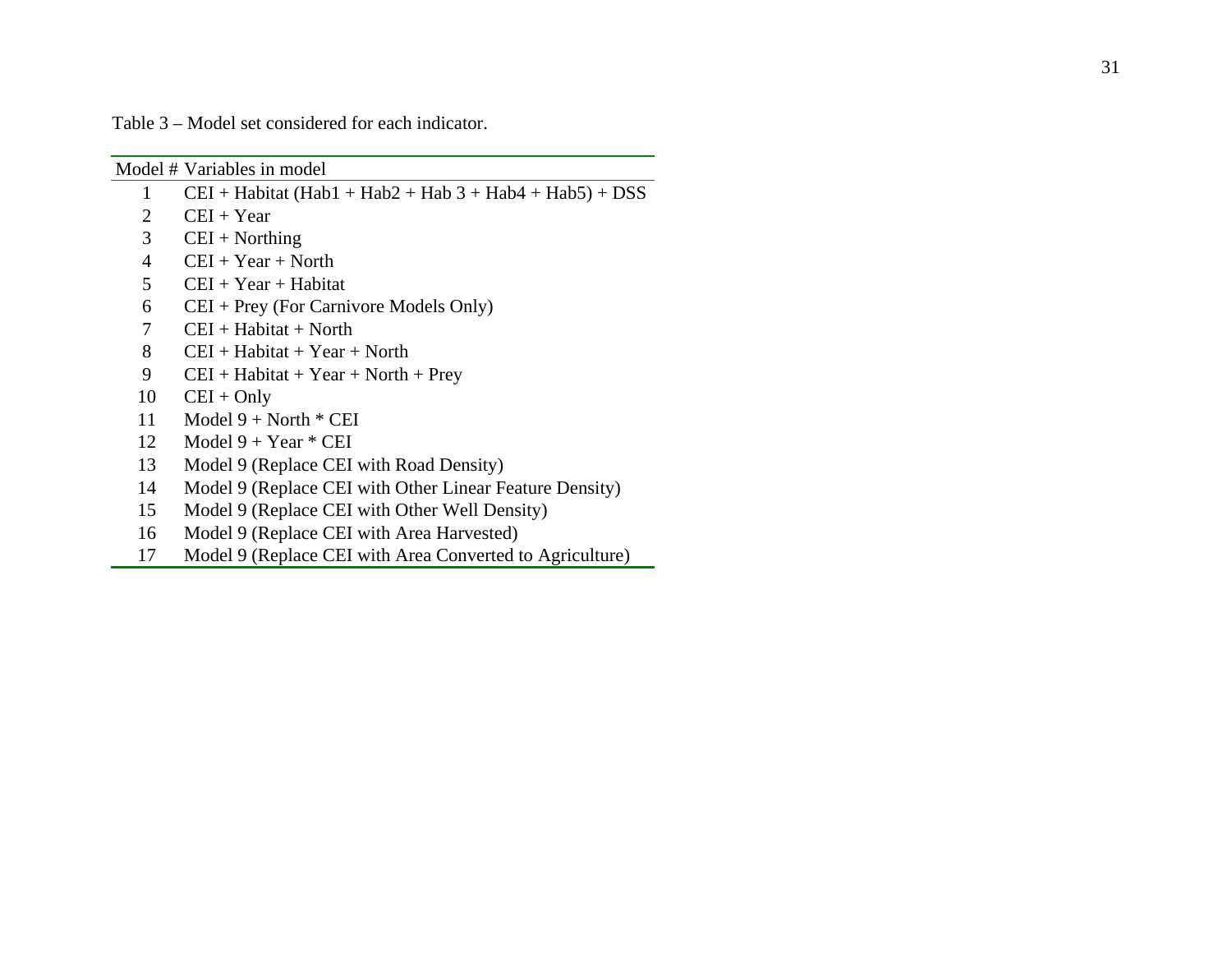Table 3 – Model set considered for each indicator.

| Model # | Variables in model |
|---|---|
| 1 | CEI + Habitat (Hab1 + Hab2 + Hab 3 + Hab4 + Hab5) + DSS |
| 2 | CEI + Year |
| 3 | CEI + Northing |
| 4 | CEI + Year + North |
| 5 | CEI + Year + Habitat |
| 6 | CEI + Prey (For Carnivore Models Only) |
| 7 | CEI + Habitat + North |
| 8 | CEI + Habitat + Year + North |
| 9 | CEI + Habitat + Year + North + Prey |
| 10 | CEI + Only |
| 11 | Model 9 + North * CEI |
| 12 | Model 9 + Year * CEI |
| 13 | Model 9 (Replace CEI with Road Density) |
| 14 | Model 9 (Replace CEI with Other Linear Feature Density) |
| 15 | Model 9 (Replace CEI with Other Well Density) |
| 16 | Model 9 (Replace CEI with Area Harvested) |
| 17 | Model 9 (Replace CEI with Area Converted to Agriculture) |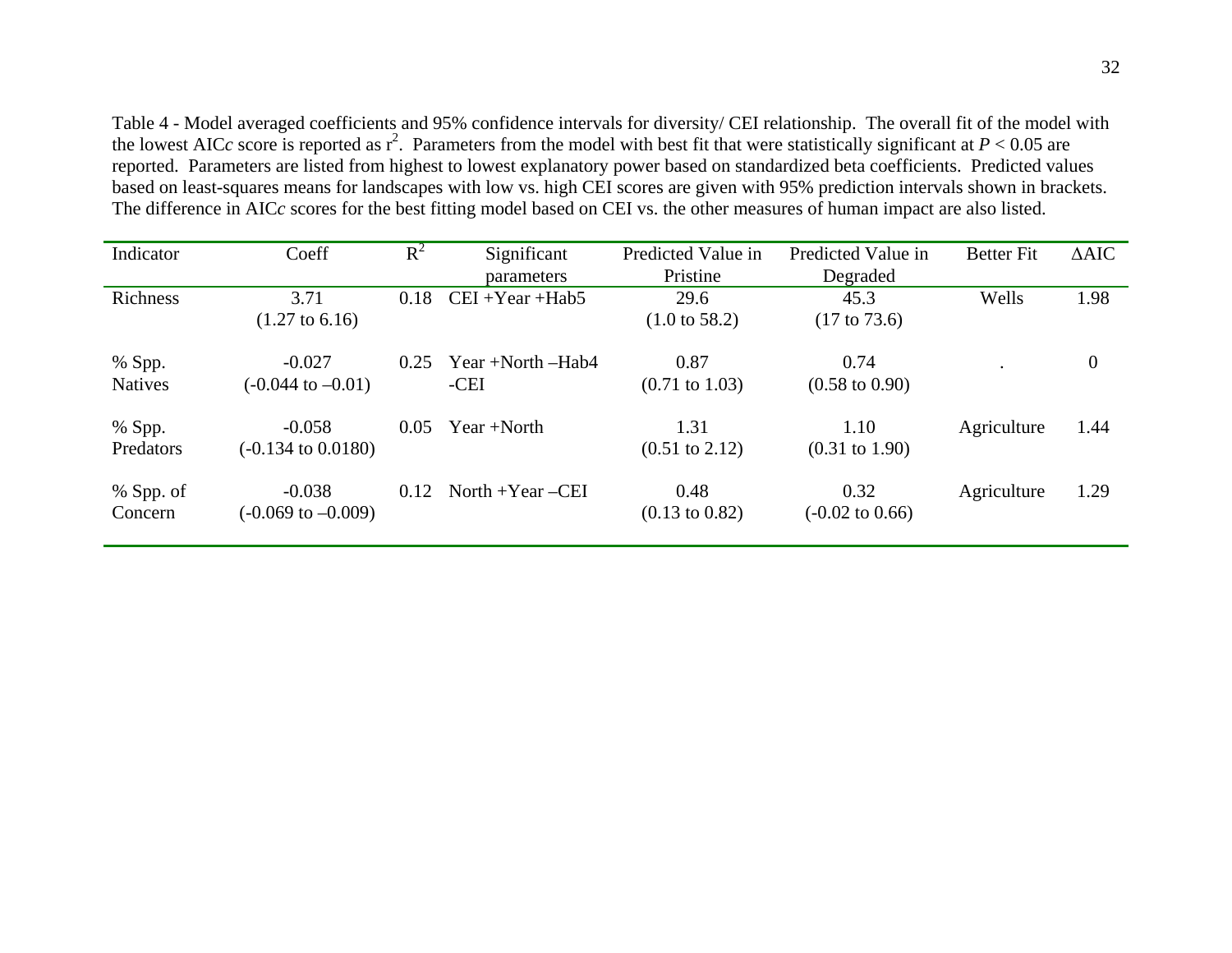Table 4 - Model averaged coefficients and 95% confidence intervals for diversity/ CEI relationship. The overall fit of the model with the lowest AIC*c* score is reported as $r^2$. Parameters from the model with best fit that were statistically significant at $P < 0.05$ are reported. Parameters are listed from highest to lowest explanatory power based on standardized beta coefficients. Predicted values based on least-squares means for landscapes with low vs. high CEI scores are given with 95% prediction intervals shown in brackets. The difference in AIC*c* scores for the best fitting model based on CEI vs. the other measures of human impact are also listed.

| Indicator | Coeff | $R^2$ | Significant parameters | Predicted Value in Pristine | Predicted Value in Degraded | Better Fit | ΔAIC |
|---|---|---|---|---|---|---|---|
| Richness | 3.71 (1.27 to 6.16) | 0.18 | CEI +Year +Hab5 | 29.6 (1.0 to 58.2) | 45.3 (17 to 73.6) | Wells | 1.98 |
| % Spp. Natives | -0.027 (-0.044 to –0.01) | 0.25 | Year +North –Hab4 -CEI | 0.87 (0.71 to 1.03) | 0.74 (0.58 to 0.90) | . | 0 |
| % Spp. Predators | -0.058 (-0.134 to 0.0180) | 0.05 | Year +North | 1.31 (0.51 to 2.12) | 1.10 (0.31 to 1.90) | Agriculture | 1.44 |
| % Spp. of Concern | -0.038 (-0.069 to –0.009) | 0.12 | North +Year –CEI | 0.48 (0.13 to 0.82) | 0.32 (-0.02 to 0.66) | Agriculture | 1.29 |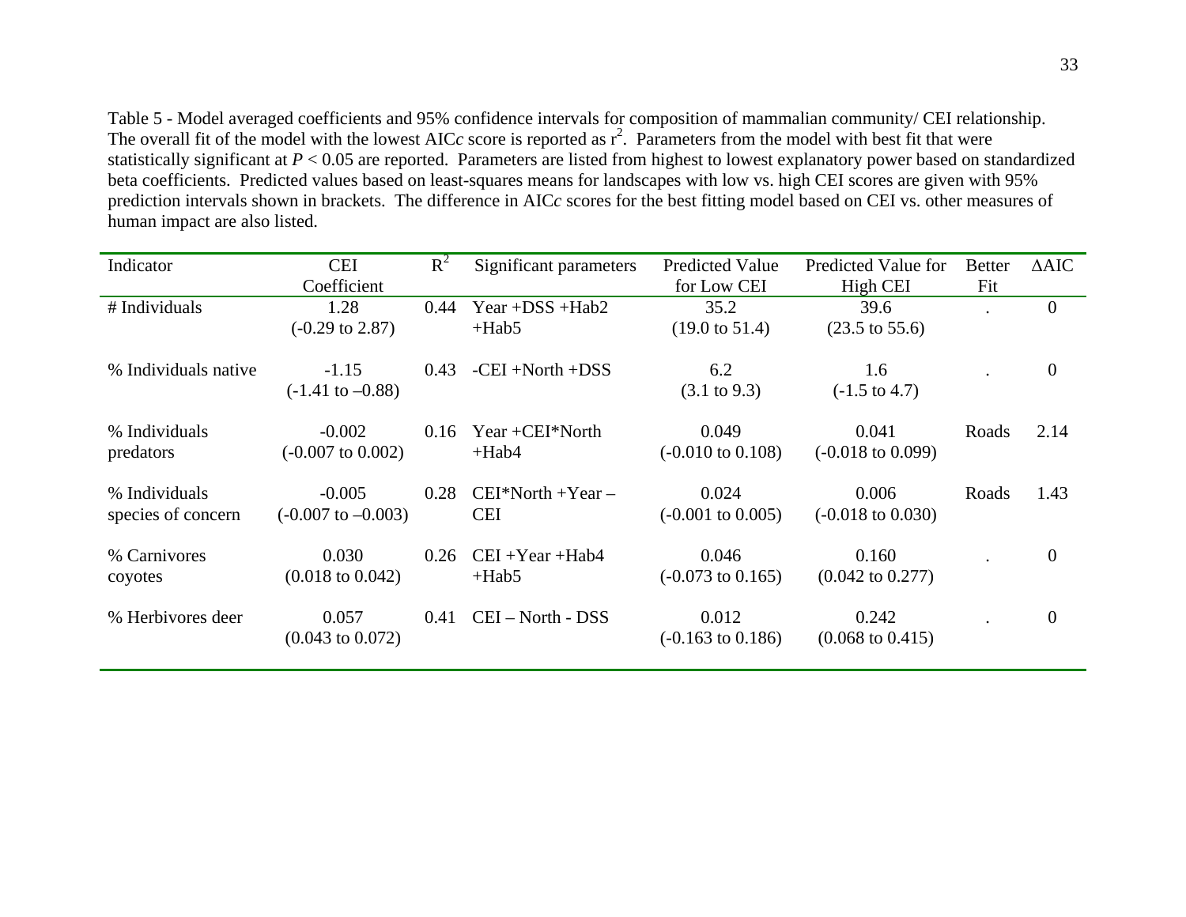Table 5 - Model averaged coefficients and 95% confidence intervals for composition of mammalian community/ CEI relationship. The overall fit of the model with the lowest AIC*c* score is reported as $r^2$. Parameters from the model with best fit that were statistically significant at $P < 0.05$ are reported. Parameters are listed from highest to lowest explanatory power based on standardized beta coefficients. Predicted values based on least-squares means for landscapes with low vs. high CEI scores are given with 95% prediction intervals shown in brackets. The difference in AIC*c* scores for the best fitting model based on CEI vs. other measures of human impact are also listed.

| Indicator | CEI Coefficient | $R^2$ | Significant parameters | Predicted Value for Low CEI | Predicted Value for High CEI | Better Fit | ΔAIC |
|---|---|---|---|---|---|---|---|
| # Individuals | 1.28 (-0.29 to 2.87) | 0.44 | Year +DSS +Hab2 +Hab5 | 35.2 (19.0 to 51.4) | 39.6 (23.5 to 55.6) | . | 0 |
| % Individuals native | -1.15 (-1.41 to –0.88) | 0.43 | -CEI +North +DSS | 6.2 (3.1 to 9.3) | 1.6 (-1.5 to 4.7) | . | 0 |
| % Individuals predators | -0.002 (-0.007 to 0.002) | 0.16 | Year +CEI*North +Hab4 | 0.049 (-0.010 to 0.108) | 0.041 (-0.018 to 0.099) | Roads | 2.14 |
| % Individuals species of concern | -0.005 (-0.007 to –0.003) | 0.28 | CEI*North +Year – CEI | 0.024 (-0.001 to 0.005) | 0.006 (-0.018 to 0.030) | Roads | 1.43 |
| % Carnivores coyotes | 0.030 (0.018 to 0.042) | 0.26 | CEI +Year +Hab4 +Hab5 | 0.046 (-0.073 to 0.165) | 0.160 (0.042 to 0.277) | . | 0 |
| % Herbivores deer | 0.057 (0.043 to 0.072) | 0.41 | CEI – North - DSS | 0.012 (-0.163 to 0.186) | 0.242 (0.068 to 0.415) | . | 0 |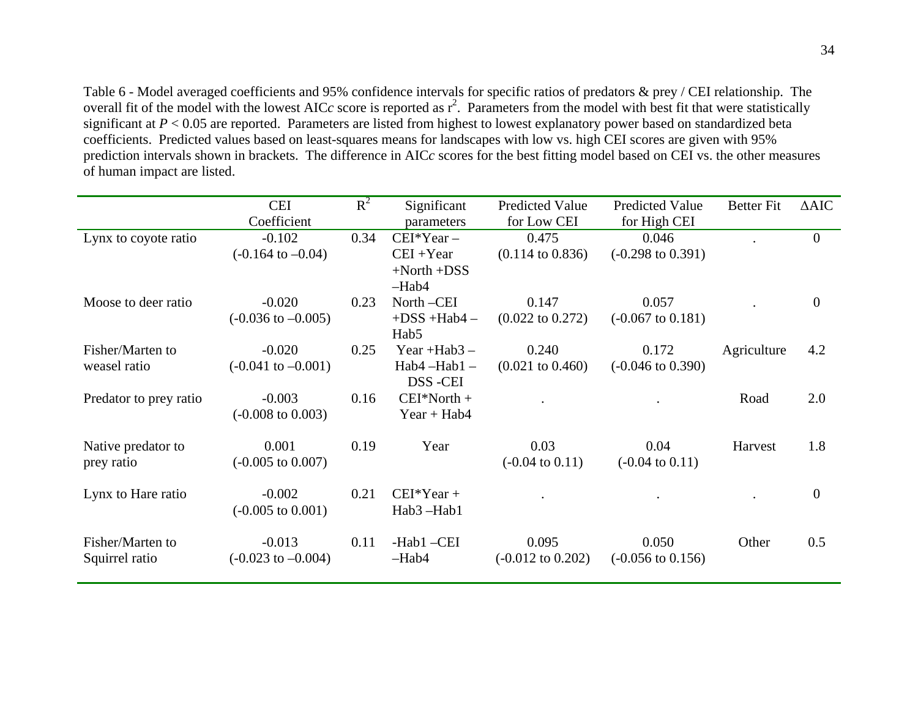Table 6 - Model averaged coefficients and 95% confidence intervals for specific ratios of predators & prey / CEI relationship. The overall fit of the model with the lowest AIC*c* score is reported as $r^2$. Parameters from the model with best fit that were statistically significant at $P < 0.05$ are reported. Parameters are listed from highest to lowest explanatory power based on standardized beta coefficients. Predicted values based on least-squares means for landscapes with low vs. high CEI scores are given with 95% prediction intervals shown in brackets. The difference in AIC*c* scores for the best fitting model based on CEI vs. the other measures of human impact are listed.

| | CEI Coefficient | $R^2$ | Significant parameters | Predicted Value for Low CEI | Predicted Value for High CEI | Better Fit | ΔAIC |
|---|---|---|---|---|---|---|---|
| Lynx to coyote ratio | -0.102 (-0.164 to –0.04) | 0.34 | CEI*Year – CEI +Year +North +DSS –Hab4 | 0.475 (0.114 to 0.836) | 0.046 (-0.298 to 0.391) | . | 0 |
| Moose to deer ratio | -0.020 (-0.036 to –0.005) | 0.23 | North –CEI +DSS +Hab4 – Hab5 | 0.147 (0.022 to 0.272) | 0.057 (-0.067 to 0.181) | . | 0 |
| Fisher/Marten to weasel ratio | -0.020 (-0.041 to –0.001) | 0.25 | Year +Hab3 – Hab4 –Hab1 – DSS -CEI | 0.240 (0.021 to 0.460) | 0.172 (-0.046 to 0.390) | Agriculture | 4.2 |
| Predator to prey ratio | -0.003 (-0.008 to 0.003) | 0.16 | CEI*North + Year + Hab4 | . | . | Road | 2.0 |
| Native predator to prey ratio | 0.001 (-0.005 to 0.007) | 0.19 | Year | 0.03 (-0.04 to 0.11) | 0.04 (-0.04 to 0.11) | Harvest | 1.8 |
| Lynx to Hare ratio | -0.002 (-0.005 to 0.001) | 0.21 | CEI*Year + Hab3 –Hab1 | . | . | . | 0 |
| Fisher/Marten to Squirrel ratio | -0.013 (-0.023 to –0.004) | 0.11 | -Hab1 –CEI –Hab4 | 0.095 (-0.012 to 0.202) | 0.050 (-0.056 to 0.156) | Other | 0.5 |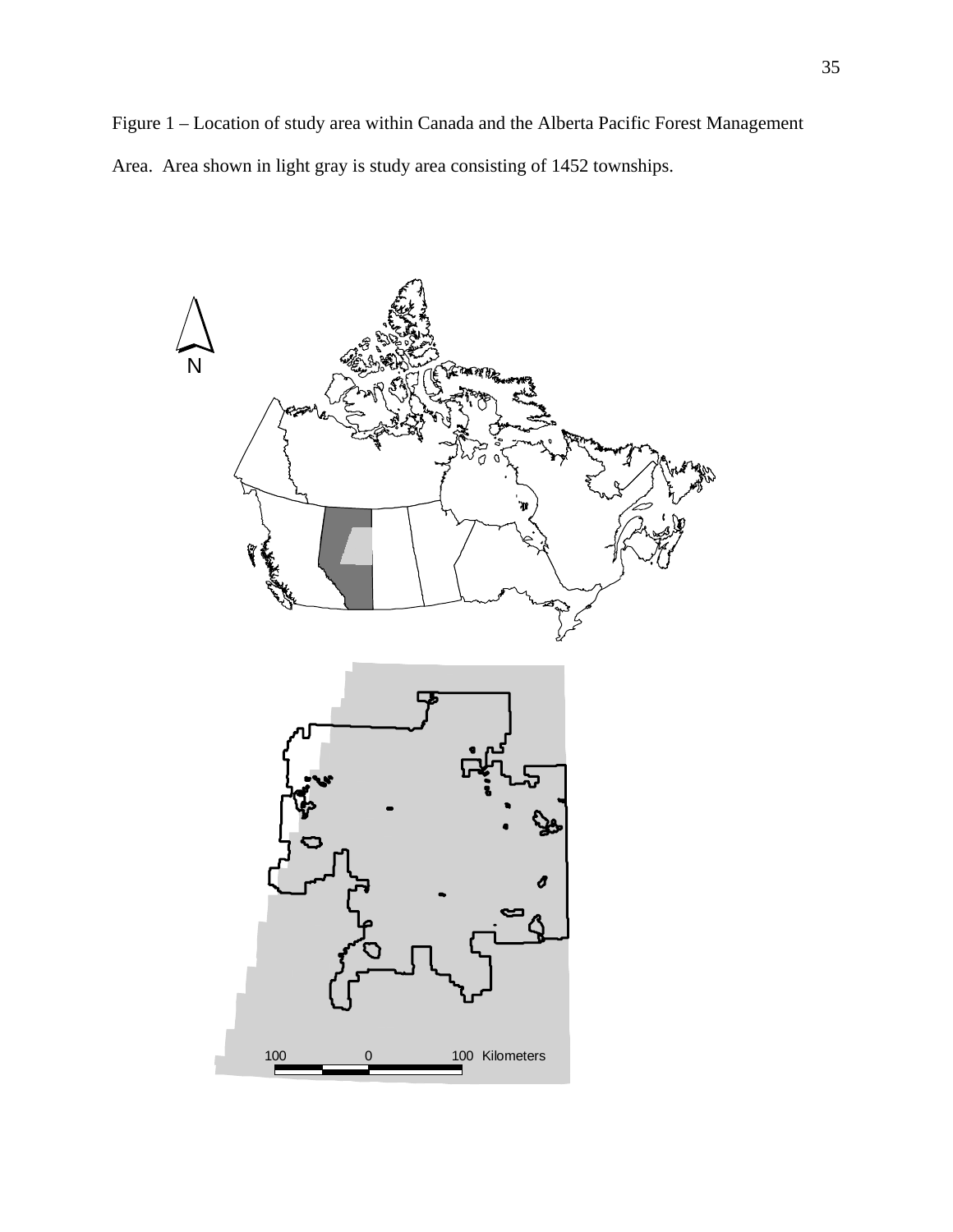Figure 1 – Location of study area within Canada and the Alberta Pacific Forest Management Area. Area shown in light gray is study area consisting of 1452 townships.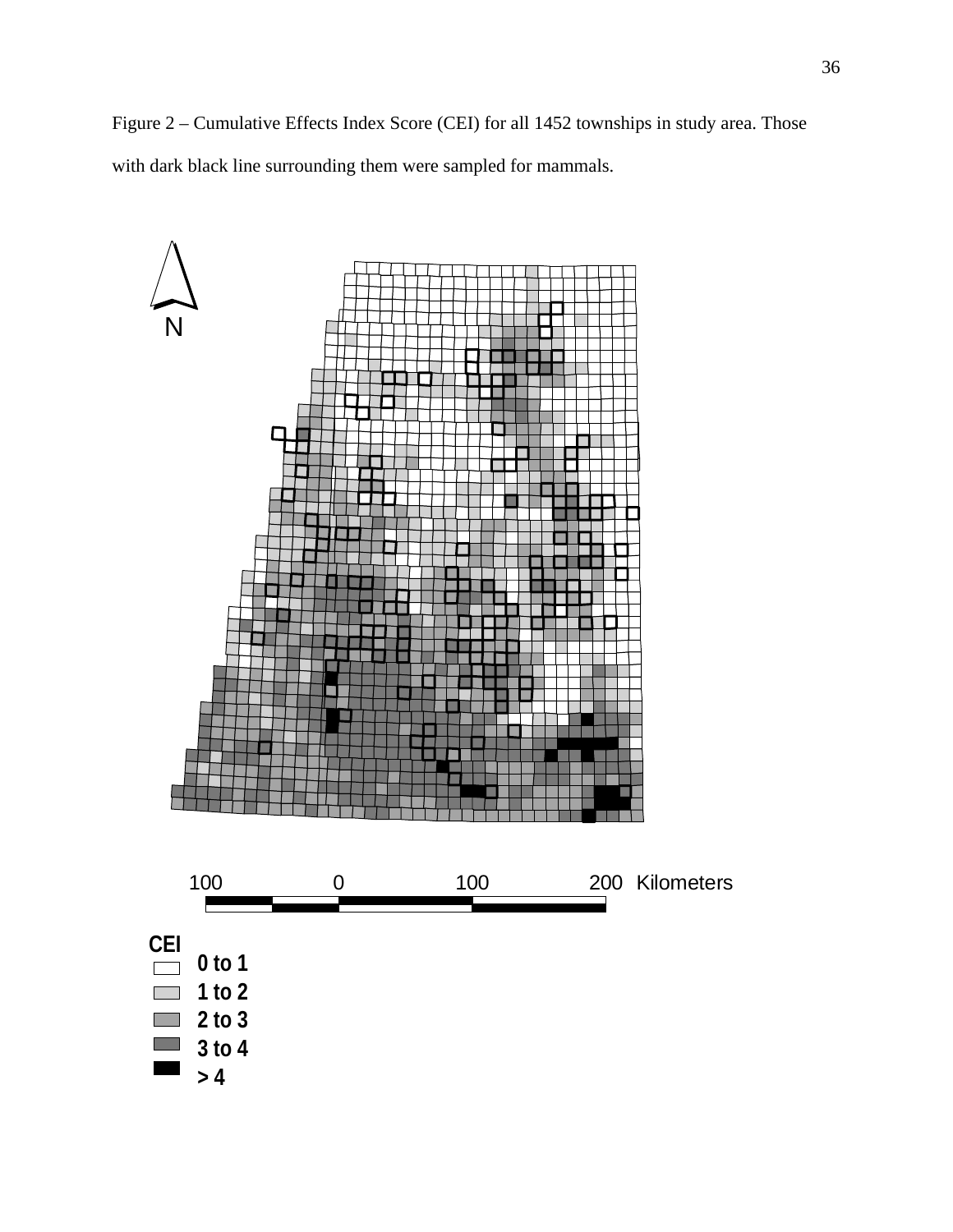Figure 2 – Cumulative Effects Index Score (CEI) for all 1452 townships in study area. Those with dark black line surrounding them were sampled for mammals.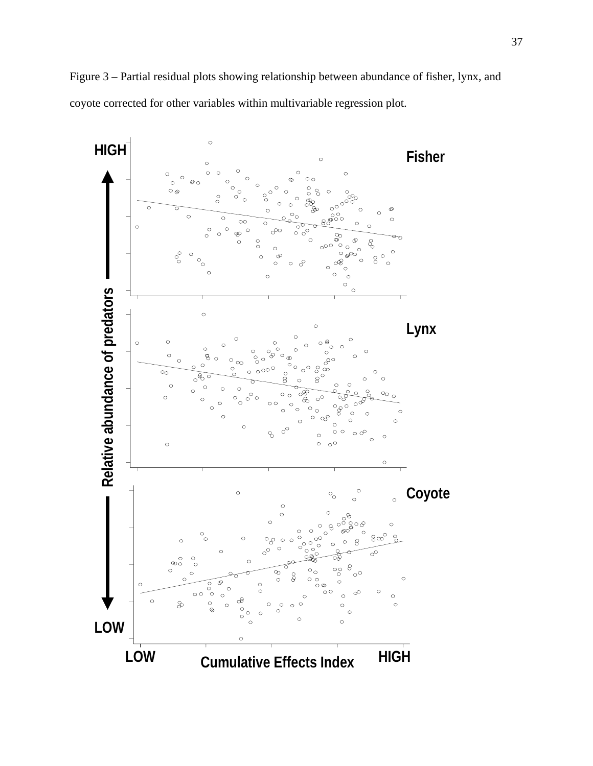Figure 3 – Partial residual plots showing relationship between abundance of fisher, lynx, and coyote corrected for other variables within multivariable regression plot.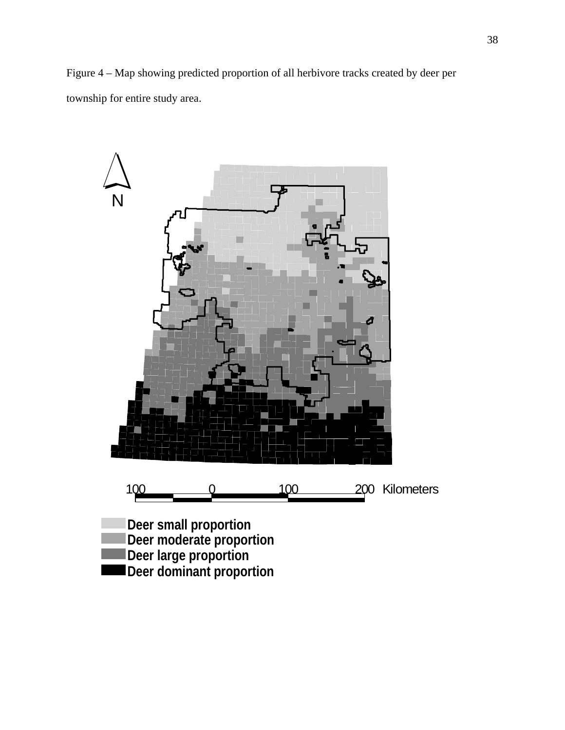Figure 4 – Map showing predicted proportion of all herbivore tracks created by deer per township for entire study area.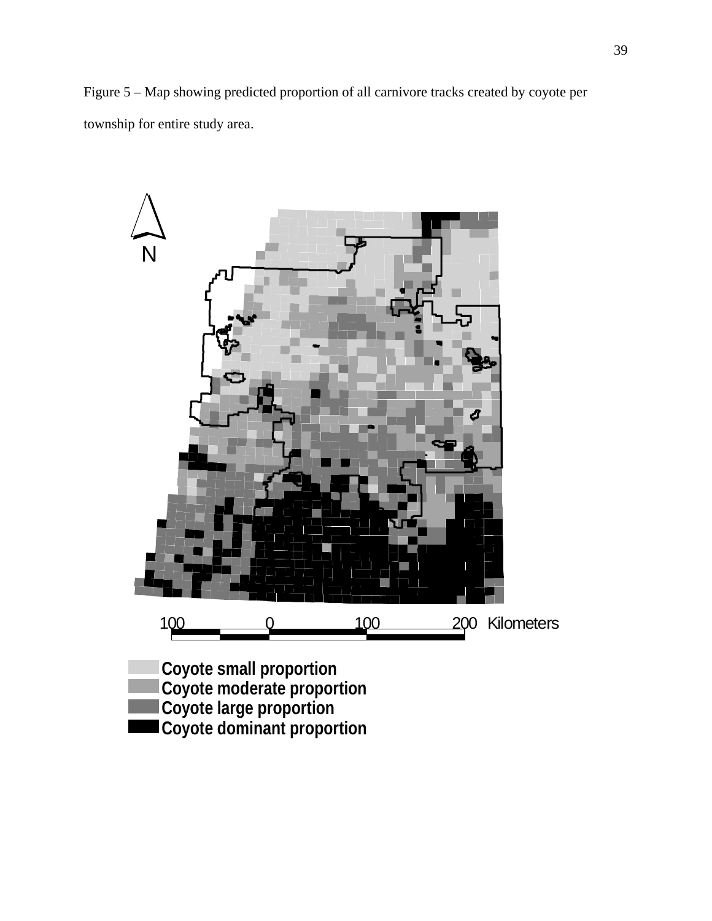Figure 5 – Map showing predicted proportion of all carnivore tracks created by coyote per township for entire study area.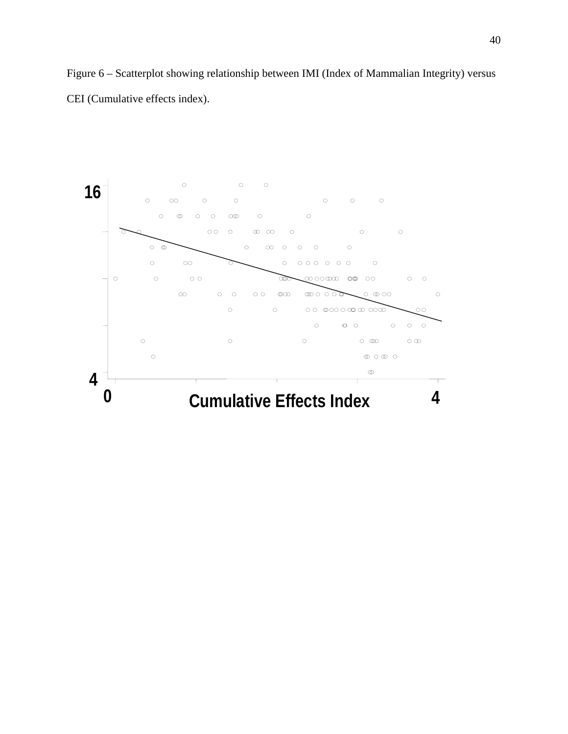Figure 6 – Scatterplot showing relationship between IMI (Index of Mammalian Integrity) versus CEI (Cumulative effects index).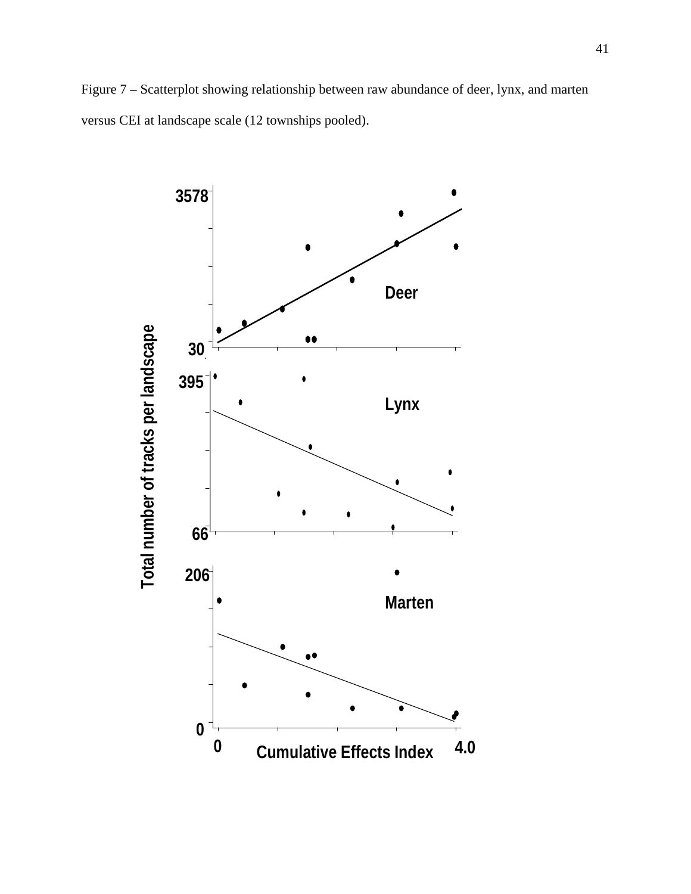Figure 7 – Scatterplot showing relationship between raw abundance of deer, lynx, and marten versus CEI at landscape scale (12 townships pooled).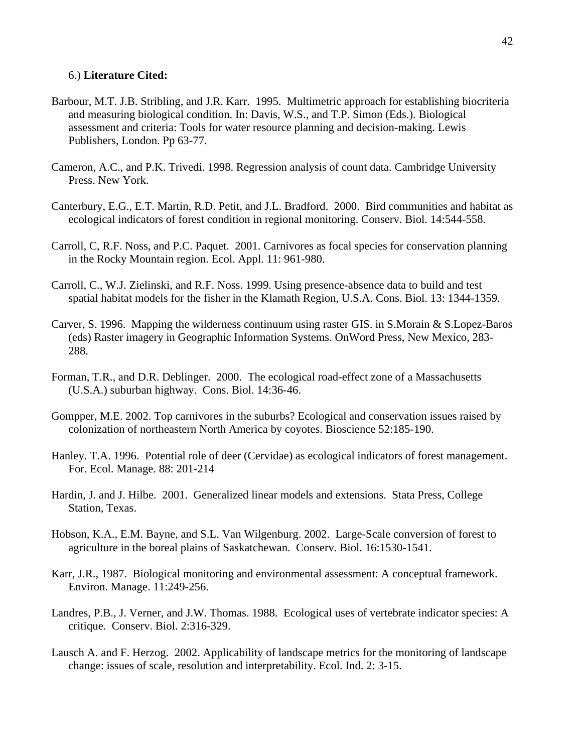6.) **Literature Cited:**

Barbour, M.T. J.B. Stribling, and J.R. Karr. 1995. Multimetric approach for establishing biocriteria and measuring biological condition. In: Davis, W.S., and T.P. Simon (Eds.). Biological assessment and criteria: Tools for water resource planning and decision-making. Lewis Publishers, London. Pp 63-77.

Cameron, A.C., and P.K. Trivedi. 1998. Regression analysis of count data. Cambridge University Press. New York.

Canterbury, E.G., E.T. Martin, R.D. Petit, and J.L. Bradford. 2000. Bird communities and habitat as ecological indicators of forest condition in regional monitoring. Conserv. Biol. 14:544-558.

Carroll, C, R.F. Noss, and P.C. Paquet. 2001. Carnivores as focal species for conservation planning in the Rocky Mountain region. Ecol. Appl. 11: 961-980.

Carroll, C., W.J. Zielinski, and R.F. Noss. 1999. Using presence-absence data to build and test spatial habitat models for the fisher in the Klamath Region, U.S.A. Cons. Biol. 13: 1344-1359.

Carver, S. 1996. Mapping the wilderness continuum using raster GIS. in S.Morain & S.Lopez-Baros (eds) Raster imagery in Geographic Information Systems. OnWord Press, New Mexico, 283-288.

Forman, T.R., and D.R. Deblinger. 2000. The ecological road-effect zone of a Massachusetts (U.S.A.) suburban highway. Cons. Biol. 14:36-46.

Gompper, M.E. 2002. Top carnivores in the suburbs? Ecological and conservation issues raised by colonization of northeastern North America by coyotes. Bioscience 52:185-190.

Hanley. T.A. 1996. Potential role of deer (Cervidae) as ecological indicators of forest management. For. Ecol. Manage. 88: 201-214

Hardin, J. and J. Hilbe. 2001. Generalized linear models and extensions. Stata Press, College Station, Texas.

Hobson, K.A., E.M. Bayne, and S.L. Van Wilgenburg. 2002. Large-Scale conversion of forest to agriculture in the boreal plains of Saskatchewan. Conserv. Biol. 16:1530-1541.

Karr, J.R., 1987. Biological monitoring and environmental assessment: A conceptual framework. Environ. Manage. 11:249-256.

Landres, P.B., J. Verner, and J.W. Thomas. 1988. Ecological uses of vertebrate indicator species: A critique. Conserv. Biol. 2:316-329.

Lausch A. and F. Herzog. 2002. Applicability of landscape metrics for the monitoring of landscape change: issues of scale, resolution and interpretability. Ecol. Ind. 2: 3-15.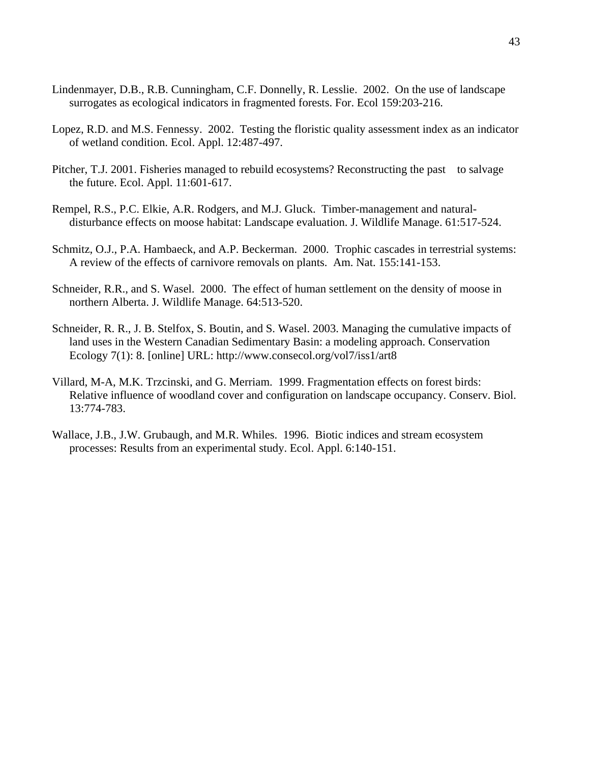Lindenmayer, D.B., R.B. Cunningham, C.F. Donnelly, R. Lesslie. 2002. On the use of landscape surrogates as ecological indicators in fragmented forests. For. Ecol 159:203-216.

Lopez, R.D. and M.S. Fennessy. 2002. Testing the floristic quality assessment index as an indicator of wetland condition. Ecol. Appl. 12:487-497.

Pitcher, T.J. 2001. Fisheries managed to rebuild ecosystems? Reconstructing the past to salvage the future. Ecol. Appl. 11:601-617.

Rempel, R.S., P.C. Elkie, A.R. Rodgers, and M.J. Gluck. Timber-management and natural-disturbance effects on moose habitat: Landscape evaluation. J. Wildlife Manage. 61:517-524.

Schmitz, O.J., P.A. Hambaeck, and A.P. Beckerman. 2000. Trophic cascades in terrestrial systems: A review of the effects of carnivore removals on plants. Am. Nat. 155:141-153.

Schneider, R.R., and S. Wasel. 2000. The effect of human settlement on the density of moose in northern Alberta. J. Wildlife Manage. 64:513-520.

Schneider, R. R., J. B. Stelfox, S. Boutin, and S. Wasel. 2003. Managing the cumulative impacts of land uses in the Western Canadian Sedimentary Basin: a modeling approach. Conservation Ecology 7(1): 8. [online] URL: http://www.consecol.org/vol7/iss1/art8

Villard, M-A, M.K. Trzcinski, and G. Merriam. 1999. Fragmentation effects on forest birds: Relative influence of woodland cover and configuration on landscape occupancy. Conserv. Biol. 13:774-783.

Wallace, J.B., J.W. Grubaugh, and M.R. Whiles. 1996. Biotic indices and stream ecosystem processes: Results from an experimental study. Ecol. Appl. 6:140-151.